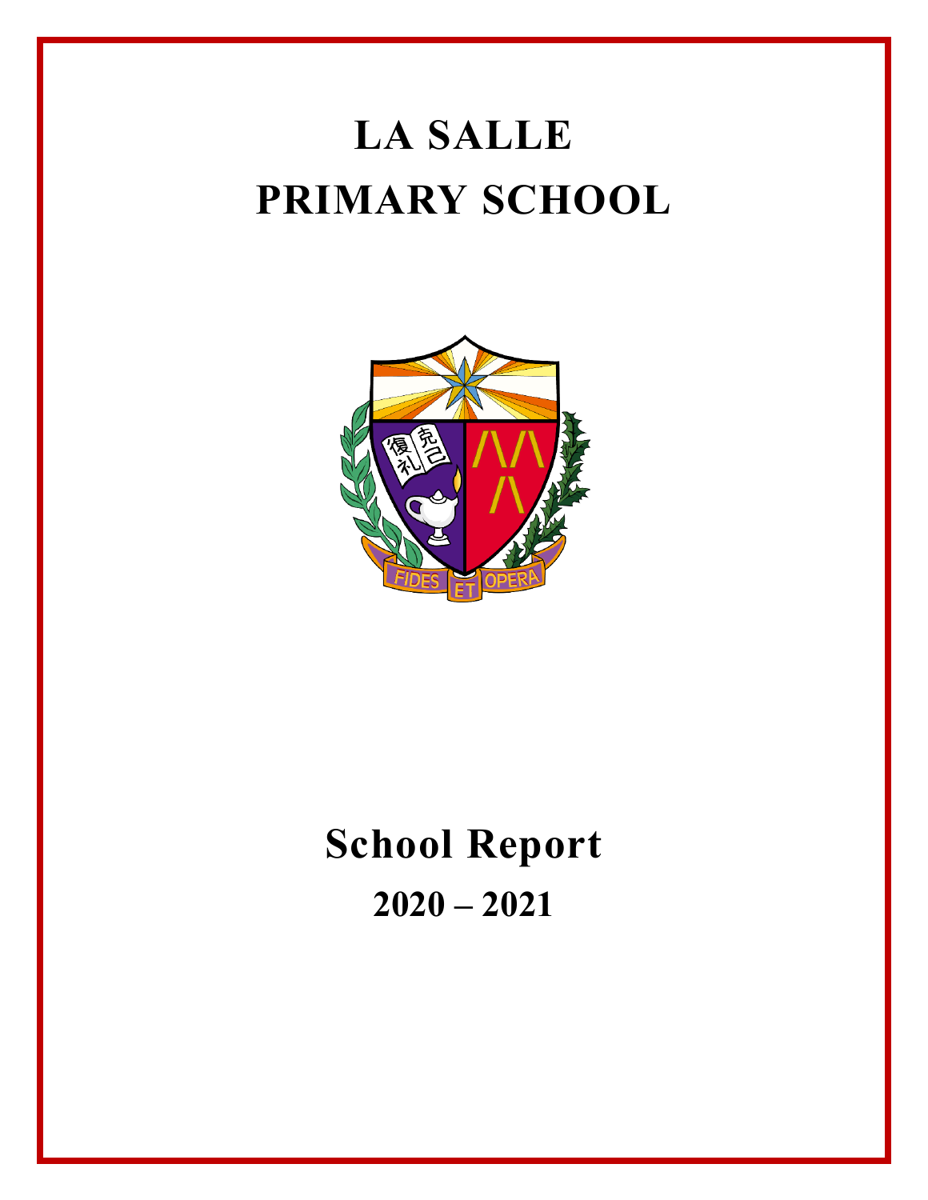# LA SALLE PRIMARY SCHOOL

# School Report

## 2020 – 2021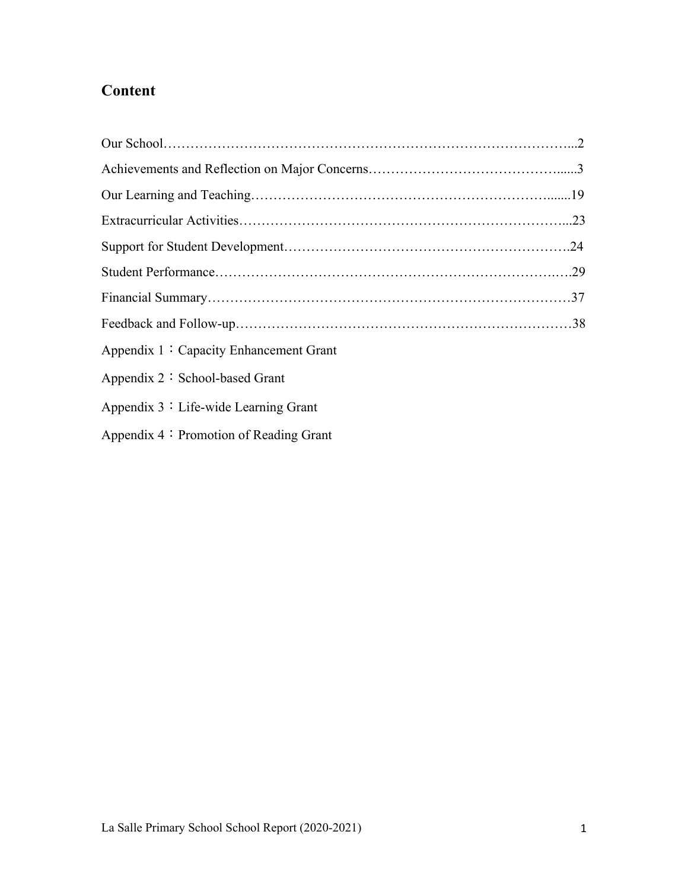# Content

Our School……………………………………………………………………………...2

Achievements and Reflection on Major Concerns…………………………………......3

Our Learning and Teaching……………………………………………………….......19

Extracurricular Activities……………………………………………………………...23

Support for Student Development…………………………………………………….24

Student Performance………………………………………………………………….29

Financial Summary……………………………………………………………………37

Feedback and Follow-up………………………………………………………………38

Appendix 1：Capacity Enhancement Grant

Appendix 2：School-based Grant

Appendix 3：Life-wide Learning Grant

Appendix 4：Promotion of Reading Grant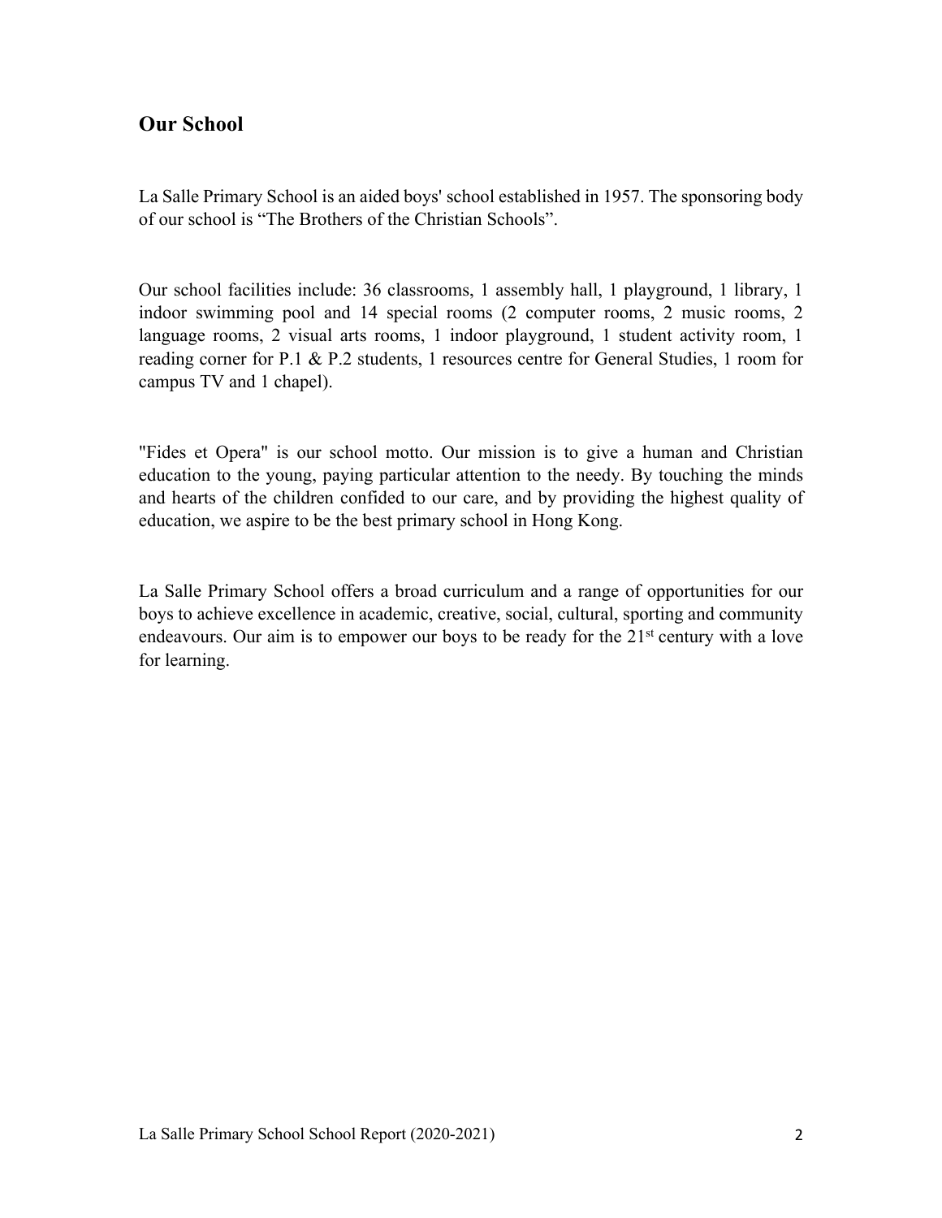## Our School

La Salle Primary School is an aided boys' school established in 1957. The sponsoring body of our school is "The Brothers of the Christian Schools".

Our school facilities include: 36 classrooms, 1 assembly hall, 1 playground, 1 library, 1 indoor swimming pool and 14 special rooms (2 computer rooms, 2 music rooms, 2 language rooms, 2 visual arts rooms, 1 indoor playground, 1 student activity room, 1 reading corner for P.1 & P.2 students, 1 resources centre for General Studies, 1 room for campus TV and 1 chapel).

"Fides et Opera" is our school motto. Our mission is to give a human and Christian education to the young, paying particular attention to the needy. By touching the minds and hearts of the children confided to our care, and by providing the highest quality of education, we aspire to be the best primary school in Hong Kong.

La Salle Primary School offers a broad curriculum and a range of opportunities for our boys to achieve excellence in academic, creative, social, cultural, sporting and community endeavours. Our aim is to empower our boys to be ready for the 21st century with a love for learning.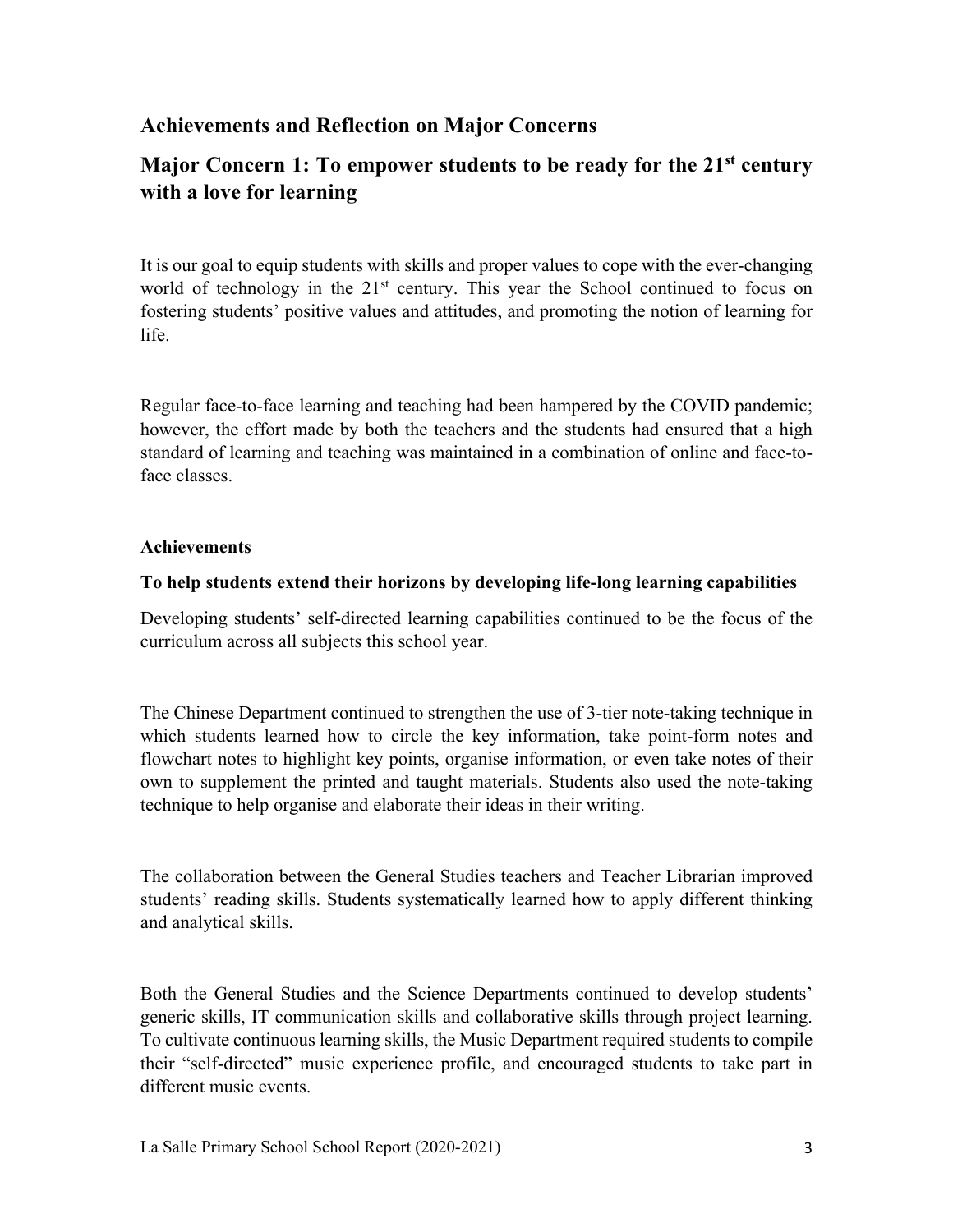## Achievements and Reflection on Major Concerns

## Major Concern 1: To empower students to be ready for the 21st century with a love for learning

It is our goal to equip students with skills and proper values to cope with the ever-changing world of technology in the 21st century. This year the School continued to focus on fostering students' positive values and attitudes, and promoting the notion of learning for life.

Regular face-to-face learning and teaching had been hampered by the COVID pandemic; however, the effort made by both the teachers and the students had ensured that a high standard of learning and teaching was maintained in a combination of online and face-to-face classes.

### Achievements

**To help students extend their horizons by developing life-long learning capabilities**

Developing students' self-directed learning capabilities continued to be the focus of the curriculum across all subjects this school year.

The Chinese Department continued to strengthen the use of 3-tier note-taking technique in which students learned how to circle the key information, take point-form notes and flowchart notes to highlight key points, organise information, or even take notes of their own to supplement the printed and taught materials. Students also used the note-taking technique to help organise and elaborate their ideas in their writing.

The collaboration between the General Studies teachers and Teacher Librarian improved students' reading skills. Students systematically learned how to apply different thinking and analytical skills.

Both the General Studies and the Science Departments continued to develop students' generic skills, IT communication skills and collaborative skills through project learning. To cultivate continuous learning skills, the Music Department required students to compile their "self-directed" music experience profile, and encouraged students to take part in different music events.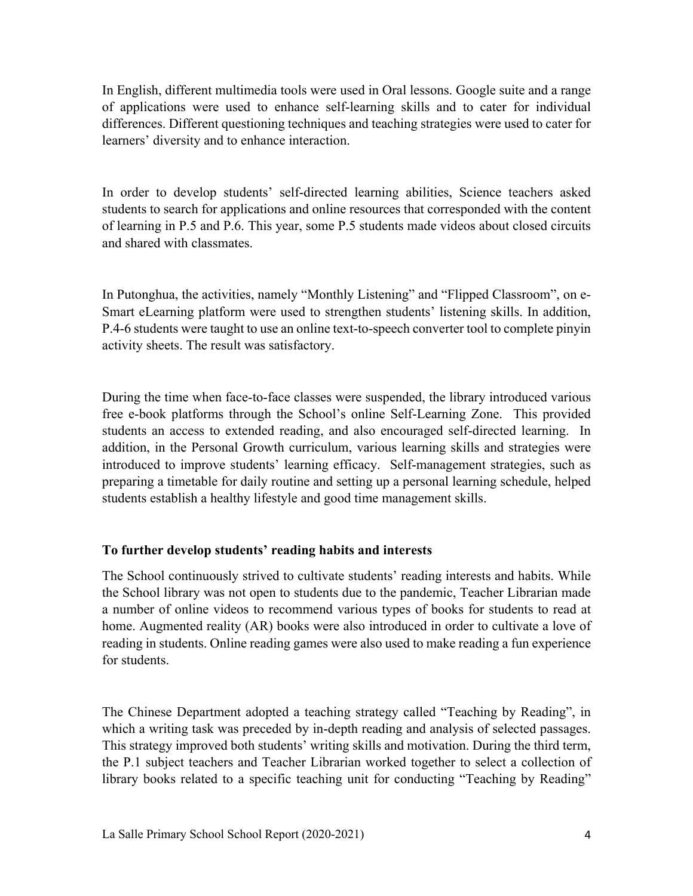In English, different multimedia tools were used in Oral lessons. Google suite and a range of applications were used to enhance self-learning skills and to cater for individual differences. Different questioning techniques and teaching strategies were used to cater for learners' diversity and to enhance interaction.

In order to develop students' self-directed learning abilities, Science teachers asked students to search for applications and online resources that corresponded with the content of learning in P.5 and P.6. This year, some P.5 students made videos about closed circuits and shared with classmates.

In Putonghua, the activities, namely "Monthly Listening" and "Flipped Classroom", on e-Smart eLearning platform were used to strengthen students' listening skills. In addition, P.4-6 students were taught to use an online text-to-speech converter tool to complete pinyin activity sheets. The result was satisfactory.

During the time when face-to-face classes were suspended, the library introduced various free e-book platforms through the School's online Self-Learning Zone. This provided students an access to extended reading, and also encouraged self-directed learning. In addition, in the Personal Growth curriculum, various learning skills and strategies were introduced to improve students' learning efficacy. Self-management strategies, such as preparing a timetable for daily routine and setting up a personal learning schedule, helped students establish a healthy lifestyle and good time management skills.

**To further develop students' reading habits and interests**

The School continuously strived to cultivate students' reading interests and habits. While the School library was not open to students due to the pandemic, Teacher Librarian made a number of online videos to recommend various types of books for students to read at home. Augmented reality (AR) books were also introduced in order to cultivate a love of reading in students. Online reading games were also used to make reading a fun experience for students.

The Chinese Department adopted a teaching strategy called "Teaching by Reading", in which a writing task was preceded by in-depth reading and analysis of selected passages. This strategy improved both students' writing skills and motivation. During the third term, the P.1 subject teachers and Teacher Librarian worked together to select a collection of library books related to a specific teaching unit for conducting "Teaching by Reading"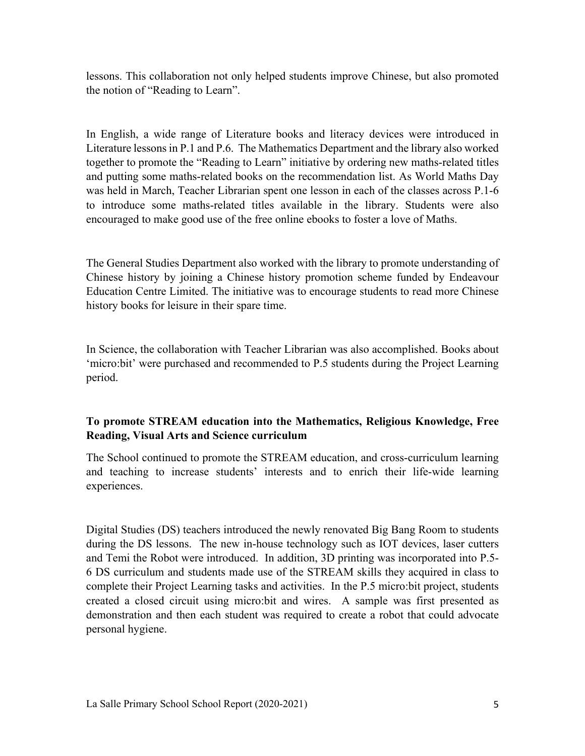lessons. This collaboration not only helped students improve Chinese, but also promoted the notion of "Reading to Learn".

In English, a wide range of Literature books and literacy devices were introduced in Literature lessons in P.1 and P.6. The Mathematics Department and the library also worked together to promote the "Reading to Learn" initiative by ordering new maths-related titles and putting some maths-related books on the recommendation list. As World Maths Day was held in March, Teacher Librarian spent one lesson in each of the classes across P.1-6 to introduce some maths-related titles available in the library. Students were also encouraged to make good use of the free online ebooks to foster a love of Maths.

The General Studies Department also worked with the library to promote understanding of Chinese history by joining a Chinese history promotion scheme funded by Endeavour Education Centre Limited. The initiative was to encourage students to read more Chinese history books for leisure in their spare time.

In Science, the collaboration with Teacher Librarian was also accomplished. Books about 'micro:bit' were purchased and recommended to P.5 students during the Project Learning period.

**To promote STREAM education into the Mathematics, Religious Knowledge, Free Reading, Visual Arts and Science curriculum**

The School continued to promote the STREAM education, and cross-curriculum learning and teaching to increase students' interests and to enrich their life-wide learning experiences.

Digital Studies (DS) teachers introduced the newly renovated Big Bang Room to students during the DS lessons. The new in-house technology such as IOT devices, laser cutters and Temi the Robot were introduced. In addition, 3D printing was incorporated into P.5-6 DS curriculum and students made use of the STREAM skills they acquired in class to complete their Project Learning tasks and activities. In the P.5 micro:bit project, students created a closed circuit using micro:bit and wires. A sample was first presented as demonstration and then each student was required to create a robot that could advocate personal hygiene.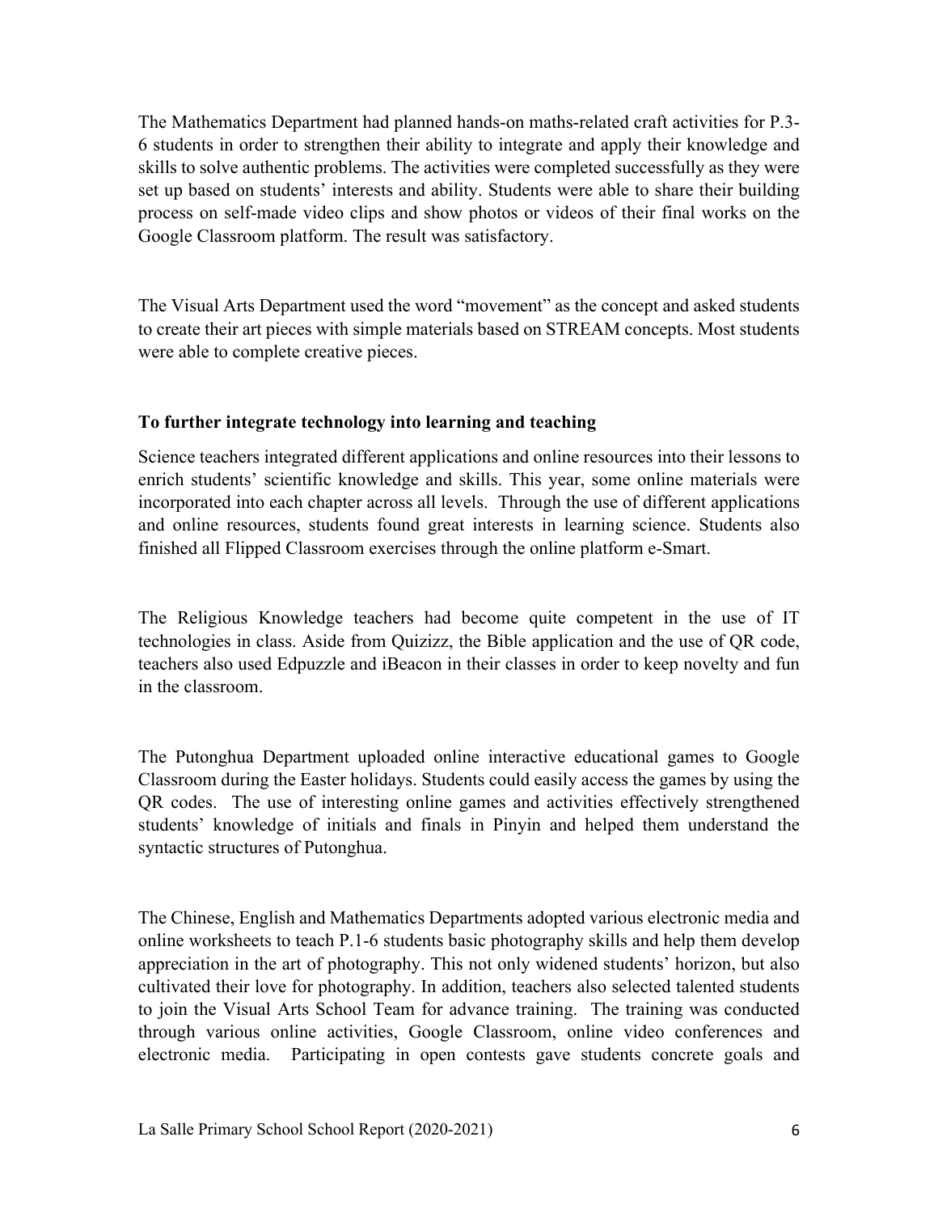The Mathematics Department had planned hands-on maths-related craft activities for P.3-6 students in order to strengthen their ability to integrate and apply their knowledge and skills to solve authentic problems. The activities were completed successfully as they were set up based on students' interests and ability. Students were able to share their building process on self-made video clips and show photos or videos of their final works on the Google Classroom platform. The result was satisfactory.

The Visual Arts Department used the word "movement" as the concept and asked students to create their art pieces with simple materials based on STREAM concepts. Most students were able to complete creative pieces.

**To further integrate technology into learning and teaching**

Science teachers integrated different applications and online resources into their lessons to enrich students' scientific knowledge and skills. This year, some online materials were incorporated into each chapter across all levels. Through the use of different applications and online resources, students found great interests in learning science. Students also finished all Flipped Classroom exercises through the online platform e-Smart.

The Religious Knowledge teachers had become quite competent in the use of IT technologies in class. Aside from Quizizz, the Bible application and the use of QR code, teachers also used Edpuzzle and iBeacon in their classes in order to keep novelty and fun in the classroom.

The Putonghua Department uploaded online interactive educational games to Google Classroom during the Easter holidays. Students could easily access the games by using the QR codes. The use of interesting online games and activities effectively strengthened students' knowledge of initials and finals in Pinyin and helped them understand the syntactic structures of Putonghua.

The Chinese, English and Mathematics Departments adopted various electronic media and online worksheets to teach P.1-6 students basic photography skills and help them develop appreciation in the art of photography. This not only widened students' horizon, but also cultivated their love for photography. In addition, teachers also selected talented students to join the Visual Arts School Team for advance training. The training was conducted through various online activities, Google Classroom, online video conferences and electronic media. Participating in open contests gave students concrete goals and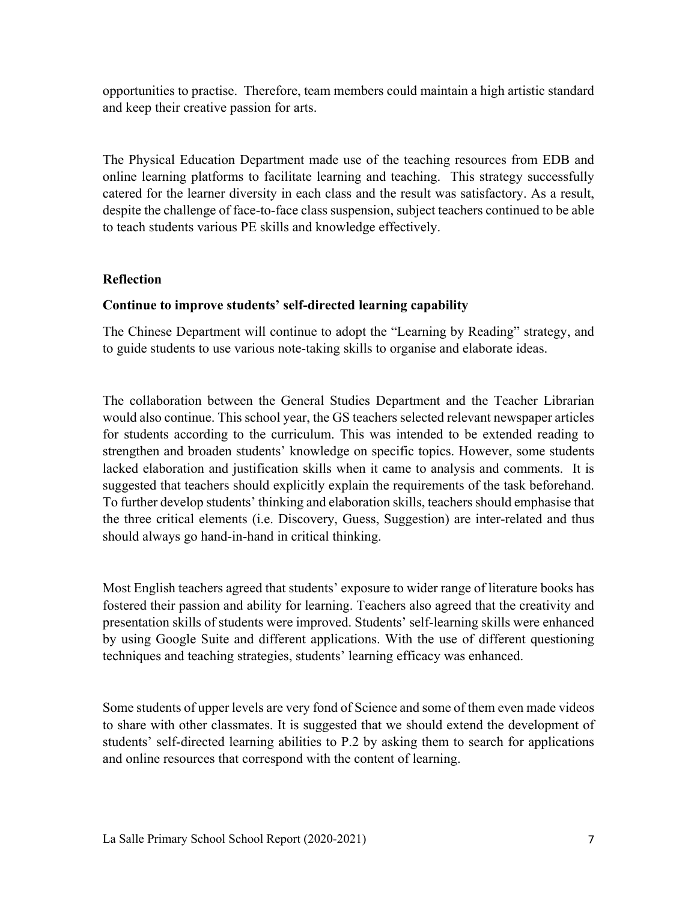opportunities to practise. Therefore, team members could maintain a high artistic standard and keep their creative passion for arts.

The Physical Education Department made use of the teaching resources from EDB and online learning platforms to facilitate learning and teaching. This strategy successfully catered for the learner diversity in each class and the result was satisfactory. As a result, despite the challenge of face-to-face class suspension, subject teachers continued to be able to teach students various PE skills and knowledge effectively.

**Reflection**

**Continue to improve students' self-directed learning capability**

The Chinese Department will continue to adopt the "Learning by Reading" strategy, and to guide students to use various note-taking skills to organise and elaborate ideas.

The collaboration between the General Studies Department and the Teacher Librarian would also continue. This school year, the GS teachers selected relevant newspaper articles for students according to the curriculum. This was intended to be extended reading to strengthen and broaden students' knowledge on specific topics. However, some students lacked elaboration and justification skills when it came to analysis and comments. It is suggested that teachers should explicitly explain the requirements of the task beforehand. To further develop students' thinking and elaboration skills, teachers should emphasise that the three critical elements (i.e. Discovery, Guess, Suggestion) are inter-related and thus should always go hand-in-hand in critical thinking.

Most English teachers agreed that students' exposure to wider range of literature books has fostered their passion and ability for learning. Teachers also agreed that the creativity and presentation skills of students were improved. Students' self-learning skills were enhanced by using Google Suite and different applications. With the use of different questioning techniques and teaching strategies, students' learning efficacy was enhanced.

Some students of upper levels are very fond of Science and some of them even made videos to share with other classmates. It is suggested that we should extend the development of students' self-directed learning abilities to P.2 by asking them to search for applications and online resources that correspond with the content of learning.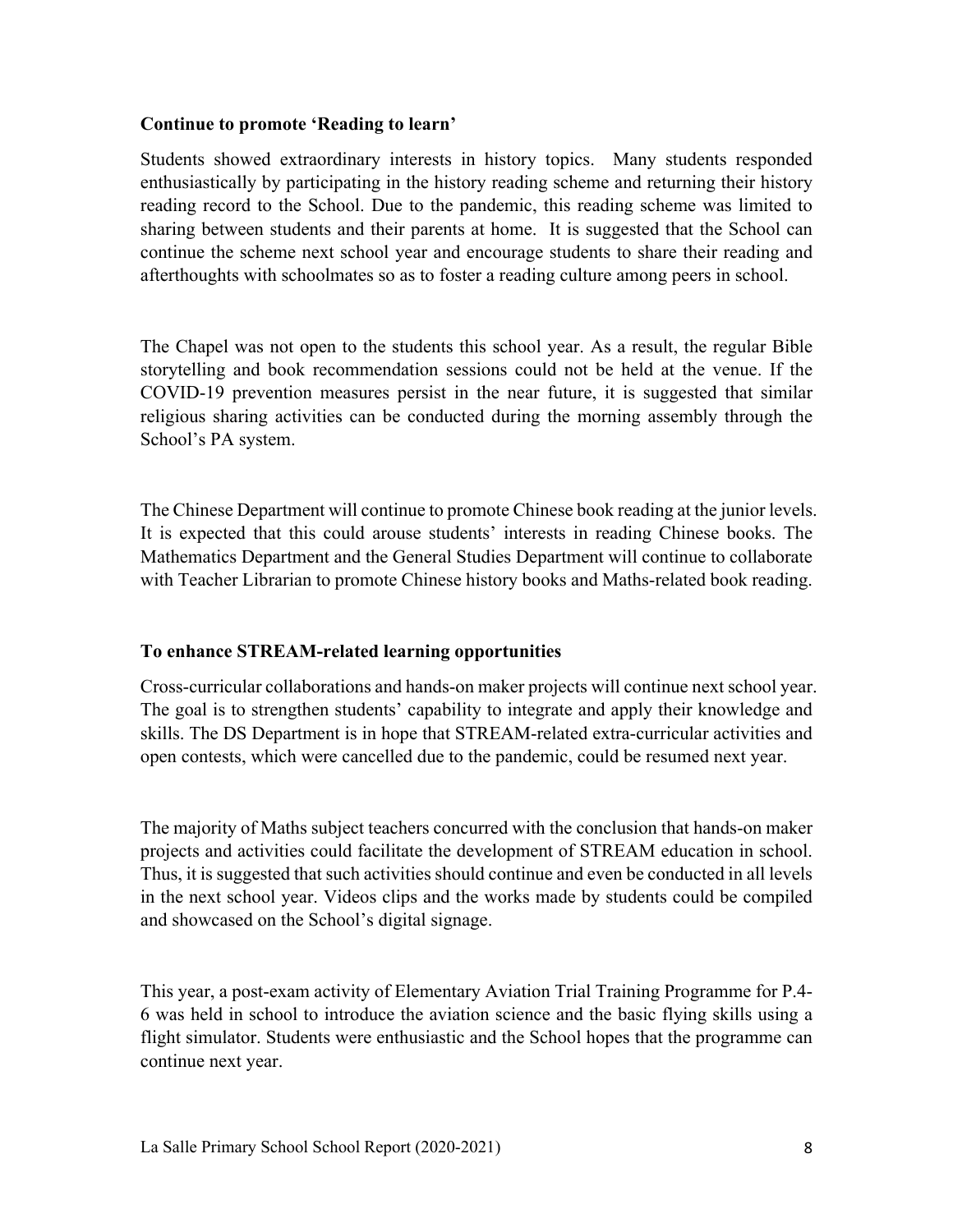**Continue to promote 'Reading to learn'**

Students showed extraordinary interests in history topics. Many students responded enthusiastically by participating in the history reading scheme and returning their history reading record to the School. Due to the pandemic, this reading scheme was limited to sharing between students and their parents at home. It is suggested that the School can continue the scheme next school year and encourage students to share their reading and afterthoughts with schoolmates so as to foster a reading culture among peers in school.

The Chapel was not open to the students this school year. As a result, the regular Bible storytelling and book recommendation sessions could not be held at the venue. If the COVID-19 prevention measures persist in the near future, it is suggested that similar religious sharing activities can be conducted during the morning assembly through the School's PA system.

The Chinese Department will continue to promote Chinese book reading at the junior levels. It is expected that this could arouse students' interests in reading Chinese books. The Mathematics Department and the General Studies Department will continue to collaborate with Teacher Librarian to promote Chinese history books and Maths-related book reading.

**To enhance STREAM-related learning opportunities**

Cross-curricular collaborations and hands-on maker projects will continue next school year. The goal is to strengthen students' capability to integrate and apply their knowledge and skills. The DS Department is in hope that STREAM-related extra-curricular activities and open contests, which were cancelled due to the pandemic, could be resumed next year.

The majority of Maths subject teachers concurred with the conclusion that hands-on maker projects and activities could facilitate the development of STREAM education in school. Thus, it is suggested that such activities should continue and even be conducted in all levels in the next school year. Videos clips and the works made by students could be compiled and showcased on the School's digital signage.

This year, a post-exam activity of Elementary Aviation Trial Training Programme for P.4-6 was held in school to introduce the aviation science and the basic flying skills using a flight simulator. Students were enthusiastic and the School hopes that the programme can continue next year.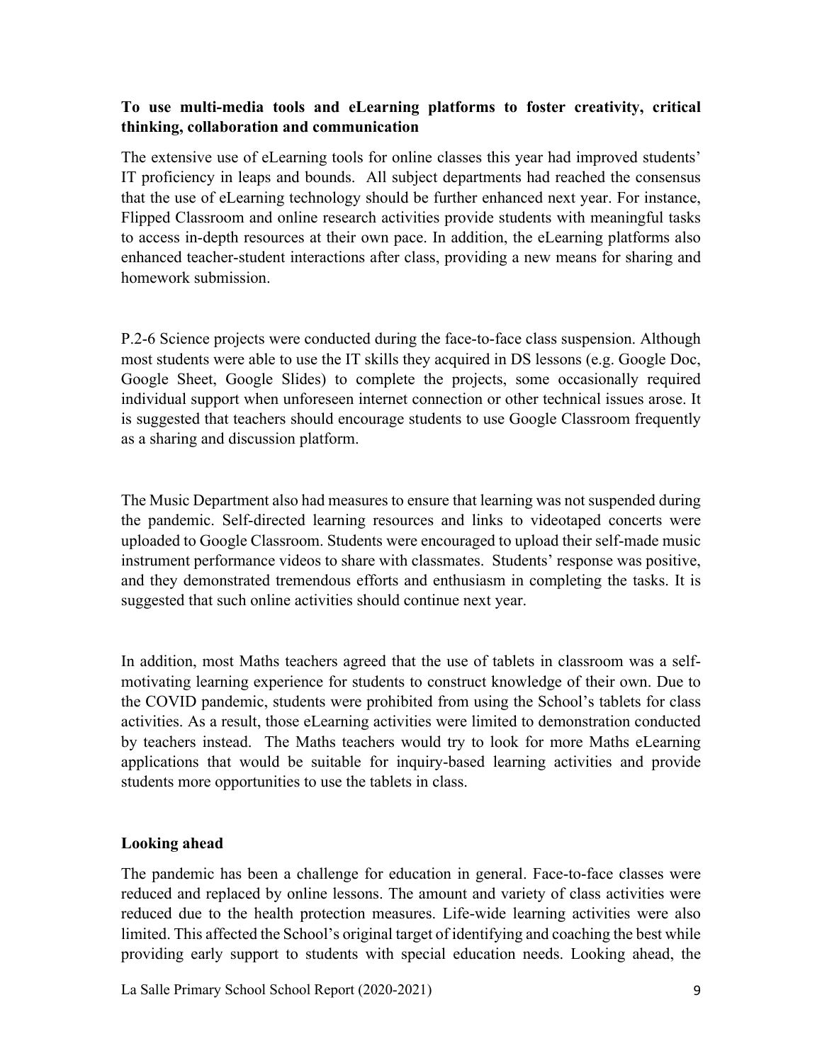**To use multi-media tools and eLearning platforms to foster creativity, critical thinking, collaboration and communication**

The extensive use of eLearning tools for online classes this year had improved students' IT proficiency in leaps and bounds. All subject departments had reached the consensus that the use of eLearning technology should be further enhanced next year. For instance, Flipped Classroom and online research activities provide students with meaningful tasks to access in-depth resources at their own pace. In addition, the eLearning platforms also enhanced teacher-student interactions after class, providing a new means for sharing and homework submission.

P.2-6 Science projects were conducted during the face-to-face class suspension. Although most students were able to use the IT skills they acquired in DS lessons (e.g. Google Doc, Google Sheet, Google Slides) to complete the projects, some occasionally required individual support when unforeseen internet connection or other technical issues arose. It is suggested that teachers should encourage students to use Google Classroom frequently as a sharing and discussion platform.

The Music Department also had measures to ensure that learning was not suspended during the pandemic. Self-directed learning resources and links to videotaped concerts were uploaded to Google Classroom. Students were encouraged to upload their self-made music instrument performance videos to share with classmates. Students' response was positive, and they demonstrated tremendous efforts and enthusiasm in completing the tasks. It is suggested that such online activities should continue next year.

In addition, most Maths teachers agreed that the use of tablets in classroom was a self-motivating learning experience for students to construct knowledge of their own. Due to the COVID pandemic, students were prohibited from using the School's tablets for class activities. As a result, those eLearning activities were limited to demonstration conducted by teachers instead. The Maths teachers would try to look for more Maths eLearning applications that would be suitable for inquiry-based learning activities and provide students more opportunities to use the tablets in class.

**Looking ahead**

The pandemic has been a challenge for education in general. Face-to-face classes were reduced and replaced by online lessons. The amount and variety of class activities were reduced due to the health protection measures. Life-wide learning activities were also limited. This affected the School's original target of identifying and coaching the best while providing early support to students with special education needs. Looking ahead, the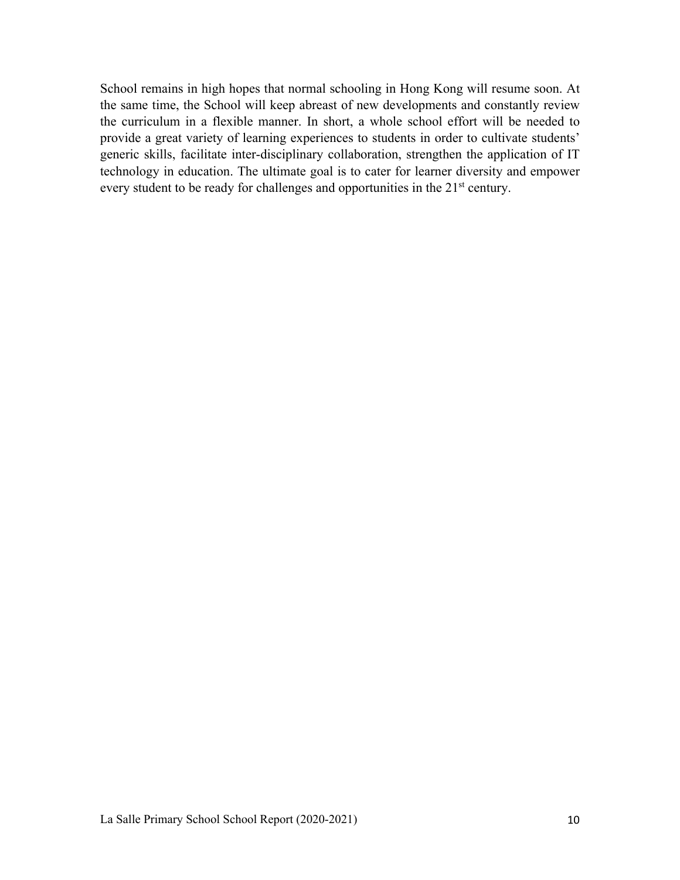School remains in high hopes that normal schooling in Hong Kong will resume soon. At the same time, the School will keep abreast of new developments and constantly review the curriculum in a flexible manner. In short, a whole school effort will be needed to provide a great variety of learning experiences to students in order to cultivate students' generic skills, facilitate inter-disciplinary collaboration, strengthen the application of IT technology in education. The ultimate goal is to cater for learner diversity and empower every student to be ready for challenges and opportunities in the 21st century.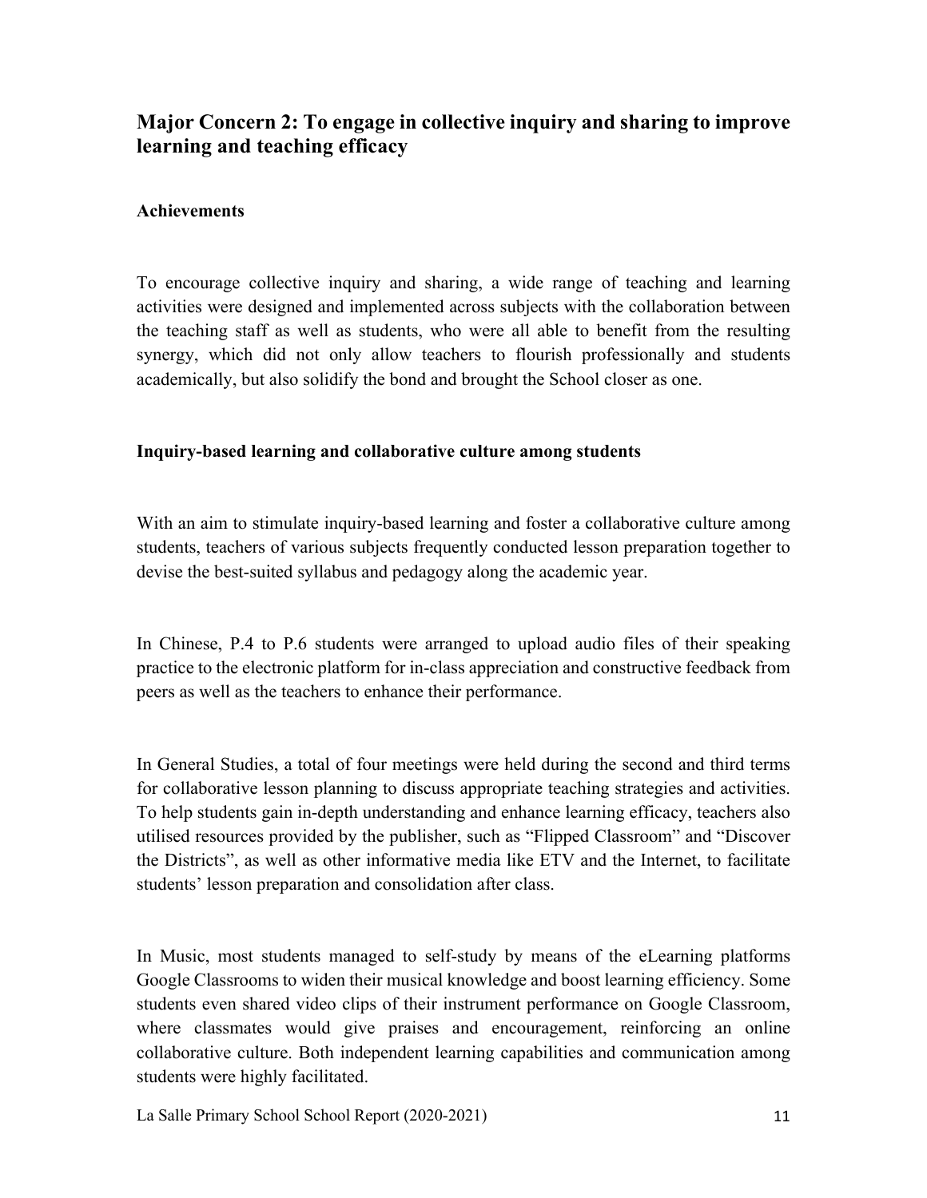## Major Concern 2: To engage in collective inquiry and sharing to improve learning and teaching efficacy

**Achievements**

To encourage collective inquiry and sharing, a wide range of teaching and learning activities were designed and implemented across subjects with the collaboration between the teaching staff as well as students, who were all able to benefit from the resulting synergy, which did not only allow teachers to flourish professionally and students academically, but also solidify the bond and brought the School closer as one.

**Inquiry-based learning and collaborative culture among students**

With an aim to stimulate inquiry-based learning and foster a collaborative culture among students, teachers of various subjects frequently conducted lesson preparation together to devise the best-suited syllabus and pedagogy along the academic year.

In Chinese, P.4 to P.6 students were arranged to upload audio files of their speaking practice to the electronic platform for in-class appreciation and constructive feedback from peers as well as the teachers to enhance their performance.

In General Studies, a total of four meetings were held during the second and third terms for collaborative lesson planning to discuss appropriate teaching strategies and activities. To help students gain in-depth understanding and enhance learning efficacy, teachers also utilised resources provided by the publisher, such as "Flipped Classroom" and "Discover the Districts", as well as other informative media like ETV and the Internet, to facilitate students' lesson preparation and consolidation after class.

In Music, most students managed to self-study by means of the eLearning platforms Google Classrooms to widen their musical knowledge and boost learning efficiency. Some students even shared video clips of their instrument performance on Google Classroom, where classmates would give praises and encouragement, reinforcing an online collaborative culture. Both independent learning capabilities and communication among students were highly facilitated.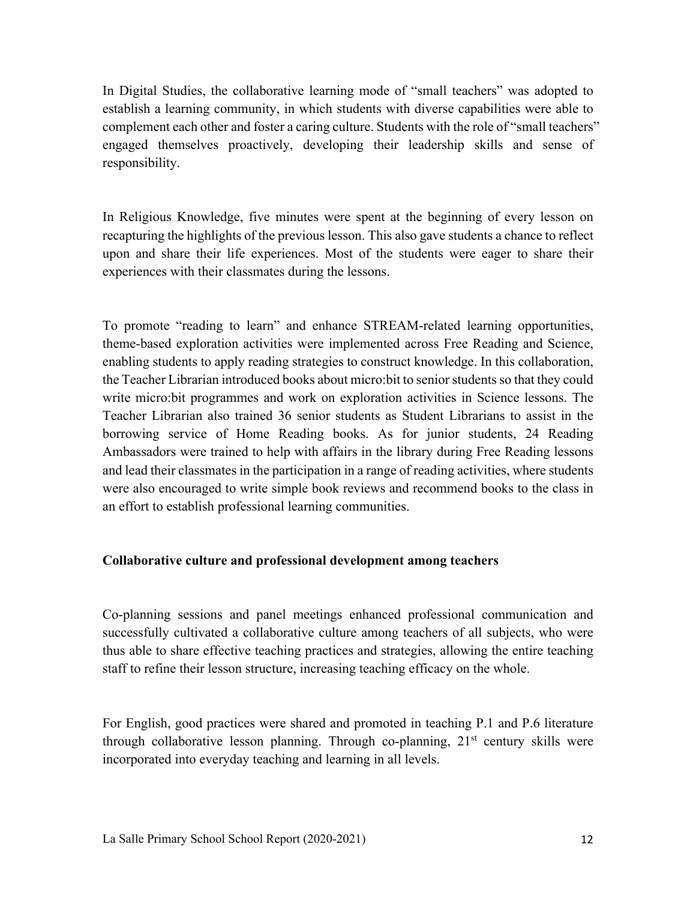In Digital Studies, the collaborative learning mode of "small teachers" was adopted to establish a learning community, in which students with diverse capabilities were able to complement each other and foster a caring culture. Students with the role of "small teachers" engaged themselves proactively, developing their leadership skills and sense of responsibility.

In Religious Knowledge, five minutes were spent at the beginning of every lesson on recapturing the highlights of the previous lesson. This also gave students a chance to reflect upon and share their life experiences. Most of the students were eager to share their experiences with their classmates during the lessons.

To promote "reading to learn" and enhance STREAM-related learning opportunities, theme-based exploration activities were implemented across Free Reading and Science, enabling students to apply reading strategies to construct knowledge. In this collaboration, the Teacher Librarian introduced books about micro:bit to senior students so that they could write micro:bit programmes and work on exploration activities in Science lessons. The Teacher Librarian also trained 36 senior students as Student Librarians to assist in the borrowing service of Home Reading books. As for junior students, 24 Reading Ambassadors were trained to help with affairs in the library during Free Reading lessons and lead their classmates in the participation in a range of reading activities, where students were also encouraged to write simple book reviews and recommend books to the class in an effort to establish professional learning communities.

**Collaborative culture and professional development among teachers**

Co-planning sessions and panel meetings enhanced professional communication and successfully cultivated a collaborative culture among teachers of all subjects, who were thus able to share effective teaching practices and strategies, allowing the entire teaching staff to refine their lesson structure, increasing teaching efficacy on the whole.

For English, good practices were shared and promoted in teaching P.1 and P.6 literature through collaborative lesson planning. Through co-planning, 21st century skills were incorporated into everyday teaching and learning in all levels.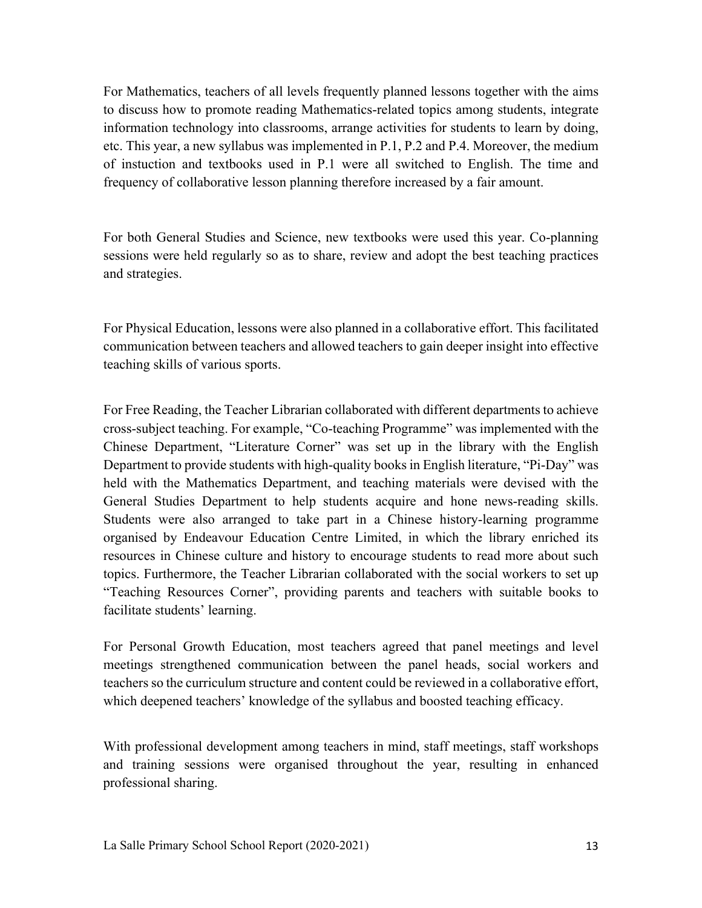For Mathematics, teachers of all levels frequently planned lessons together with the aims to discuss how to promote reading Mathematics-related topics among students, integrate information technology into classrooms, arrange activities for students to learn by doing, etc. This year, a new syllabus was implemented in P.1, P.2 and P.4. Moreover, the medium of instuction and textbooks used in P.1 were all switched to English. The time and frequency of collaborative lesson planning therefore increased by a fair amount.

For both General Studies and Science, new textbooks were used this year. Co-planning sessions were held regularly so as to share, review and adopt the best teaching practices and strategies.

For Physical Education, lessons were also planned in a collaborative effort. This facilitated communication between teachers and allowed teachers to gain deeper insight into effective teaching skills of various sports.

For Free Reading, the Teacher Librarian collaborated with different departments to achieve cross-subject teaching. For example, "Co-teaching Programme" was implemented with the Chinese Department, "Literature Corner" was set up in the library with the English Department to provide students with high-quality books in English literature, "Pi-Day" was held with the Mathematics Department, and teaching materials were devised with the General Studies Department to help students acquire and hone news-reading skills. Students were also arranged to take part in a Chinese history-learning programme organised by Endeavour Education Centre Limited, in which the library enriched its resources in Chinese culture and history to encourage students to read more about such topics. Furthermore, the Teacher Librarian collaborated with the social workers to set up "Teaching Resources Corner", providing parents and teachers with suitable books to facilitate students' learning.

For Personal Growth Education, most teachers agreed that panel meetings and level meetings strengthened communication between the panel heads, social workers and teachers so the curriculum structure and content could be reviewed in a collaborative effort, which deepened teachers' knowledge of the syllabus and boosted teaching efficacy.

With professional development among teachers in mind, staff meetings, staff workshops and training sessions were organised throughout the year, resulting in enhanced professional sharing.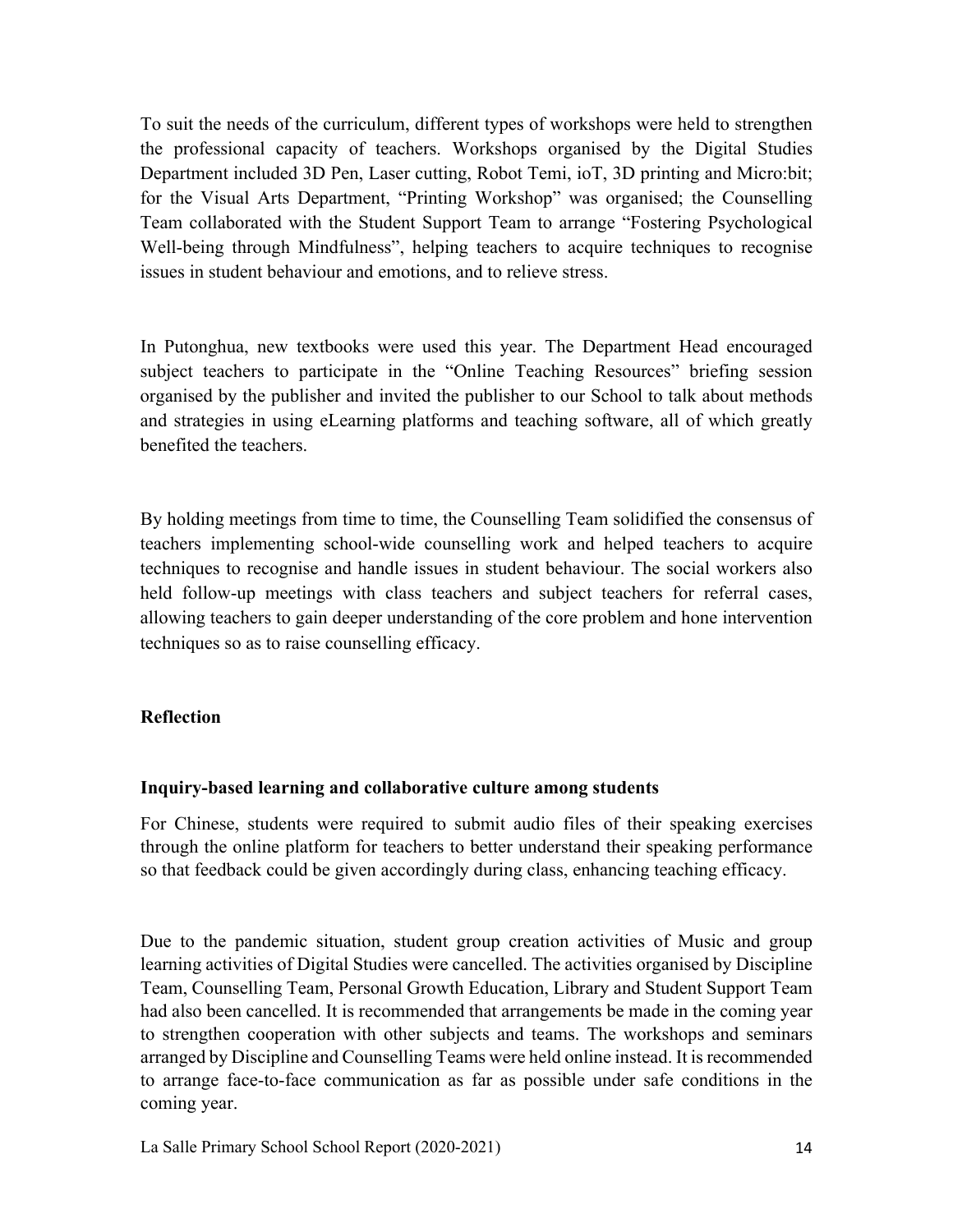To suit the needs of the curriculum, different types of workshops were held to strengthen the professional capacity of teachers. Workshops organised by the Digital Studies Department included 3D Pen, Laser cutting, Robot Temi, ioT, 3D printing and Micro:bit; for the Visual Arts Department, "Printing Workshop" was organised; the Counselling Team collaborated with the Student Support Team to arrange "Fostering Psychological Well-being through Mindfulness", helping teachers to acquire techniques to recognise issues in student behaviour and emotions, and to relieve stress.

In Putonghua, new textbooks were used this year. The Department Head encouraged subject teachers to participate in the "Online Teaching Resources" briefing session organised by the publisher and invited the publisher to our School to talk about methods and strategies in using eLearning platforms and teaching software, all of which greatly benefited the teachers.

By holding meetings from time to time, the Counselling Team solidified the consensus of teachers implementing school-wide counselling work and helped teachers to acquire techniques to recognise and handle issues in student behaviour. The social workers also held follow-up meetings with class teachers and subject teachers for referral cases, allowing teachers to gain deeper understanding of the core problem and hone intervention techniques so as to raise counselling efficacy.

**Reflection**

**Inquiry-based learning and collaborative culture among students**

For Chinese, students were required to submit audio files of their speaking exercises through the online platform for teachers to better understand their speaking performance so that feedback could be given accordingly during class, enhancing teaching efficacy.

Due to the pandemic situation, student group creation activities of Music and group learning activities of Digital Studies were cancelled. The activities organised by Discipline Team, Counselling Team, Personal Growth Education, Library and Student Support Team had also been cancelled. It is recommended that arrangements be made in the coming year to strengthen cooperation with other subjects and teams. The workshops and seminars arranged by Discipline and Counselling Teams were held online instead. It is recommended to arrange face-to-face communication as far as possible under safe conditions in the coming year.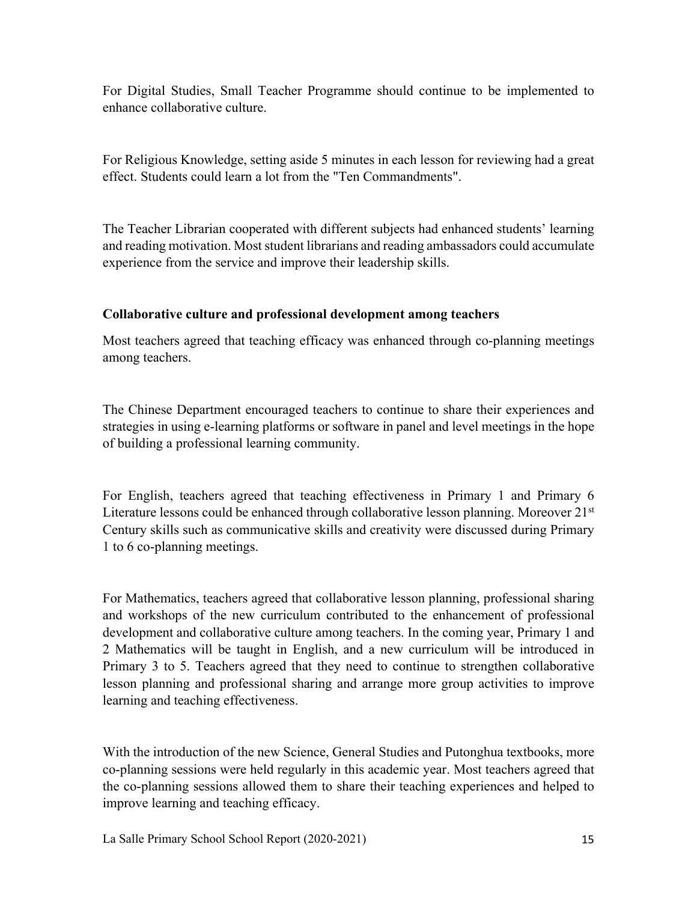For Digital Studies, Small Teacher Programme should continue to be implemented to enhance collaborative culture.

For Religious Knowledge, setting aside 5 minutes in each lesson for reviewing had a great effect. Students could learn a lot from the "Ten Commandments".

The Teacher Librarian cooperated with different subjects had enhanced students' learning and reading motivation. Most student librarians and reading ambassadors could accumulate experience from the service and improve their leadership skills.

**Collaborative culture and professional development among teachers**

Most teachers agreed that teaching efficacy was enhanced through co-planning meetings among teachers.

The Chinese Department encouraged teachers to continue to share their experiences and strategies in using e-learning platforms or software in panel and level meetings in the hope of building a professional learning community.

For English, teachers agreed that teaching effectiveness in Primary 1 and Primary 6 Literature lessons could be enhanced through collaborative lesson planning. Moreover 21st Century skills such as communicative skills and creativity were discussed during Primary 1 to 6 co-planning meetings.

For Mathematics, teachers agreed that collaborative lesson planning, professional sharing and workshops of the new curriculum contributed to the enhancement of professional development and collaborative culture among teachers. In the coming year, Primary 1 and 2 Mathematics will be taught in English, and a new curriculum will be introduced in Primary 3 to 5. Teachers agreed that they need to continue to strengthen collaborative lesson planning and professional sharing and arrange more group activities to improve learning and teaching effectiveness.

With the introduction of the new Science, General Studies and Putonghua textbooks, more co-planning sessions were held regularly in this academic year. Most teachers agreed that the co-planning sessions allowed them to share their teaching experiences and helped to improve learning and teaching efficacy.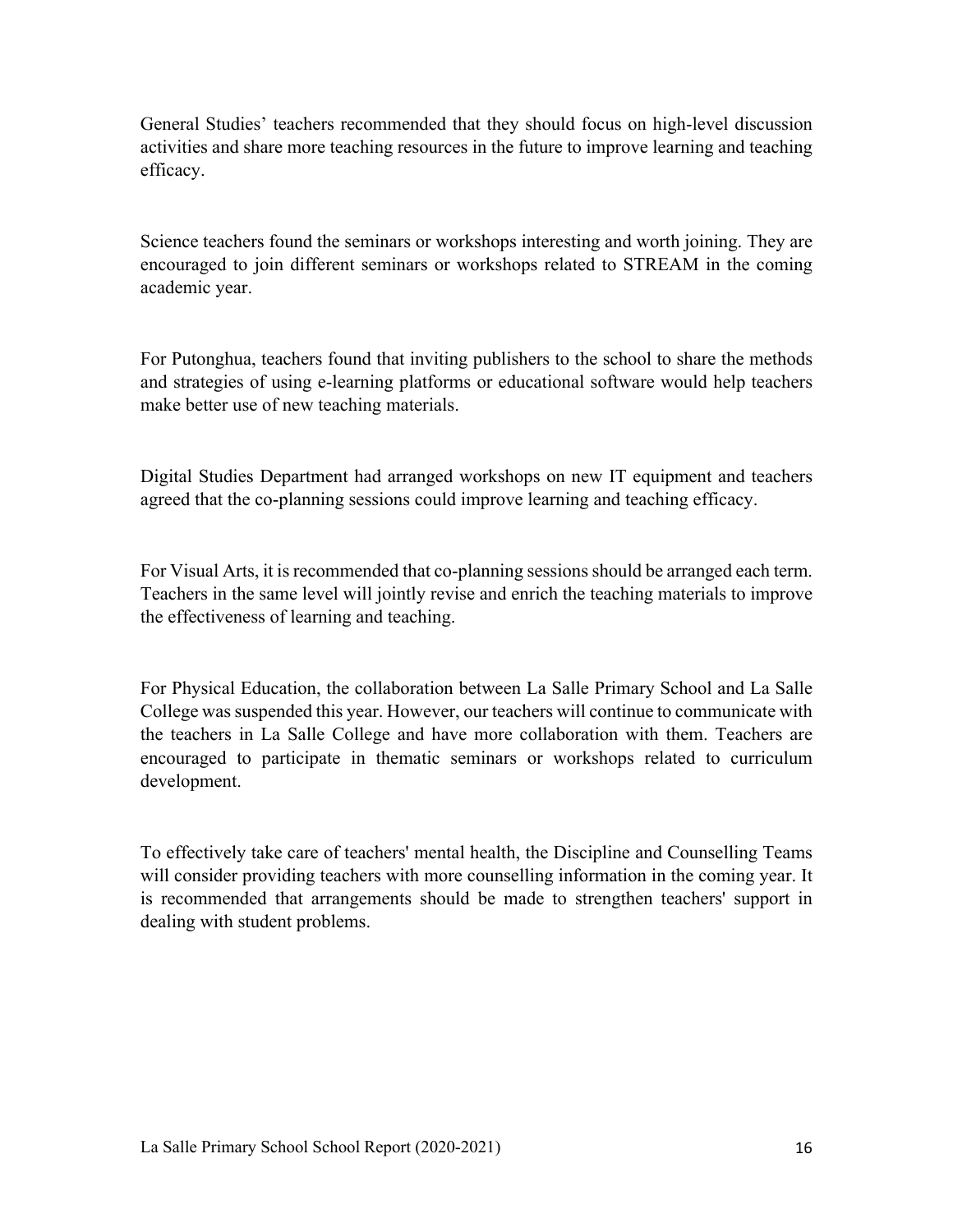General Studies' teachers recommended that they should focus on high-level discussion activities and share more teaching resources in the future to improve learning and teaching efficacy.

Science teachers found the seminars or workshops interesting and worth joining. They are encouraged to join different seminars or workshops related to STREAM in the coming academic year.

For Putonghua, teachers found that inviting publishers to the school to share the methods and strategies of using e-learning platforms or educational software would help teachers make better use of new teaching materials.

Digital Studies Department had arranged workshops on new IT equipment and teachers agreed that the co-planning sessions could improve learning and teaching efficacy.

For Visual Arts, it is recommended that co-planning sessions should be arranged each term. Teachers in the same level will jointly revise and enrich the teaching materials to improve the effectiveness of learning and teaching.

For Physical Education, the collaboration between La Salle Primary School and La Salle College was suspended this year. However, our teachers will continue to communicate with the teachers in La Salle College and have more collaboration with them. Teachers are encouraged to participate in thematic seminars or workshops related to curriculum development.

To effectively take care of teachers' mental health, the Discipline and Counselling Teams will consider providing teachers with more counselling information in the coming year. It is recommended that arrangements should be made to strengthen teachers' support in dealing with student problems.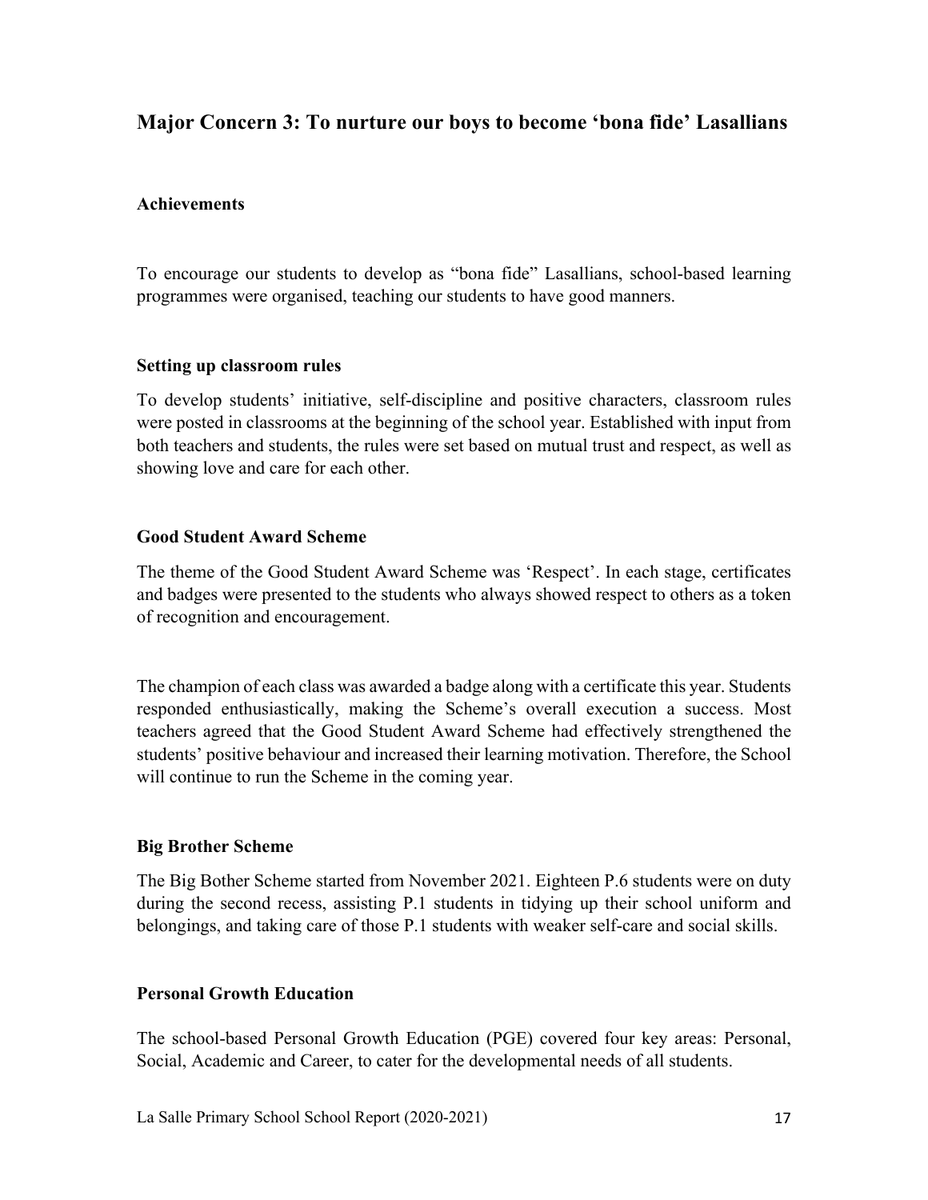## Major Concern 3: To nurture our boys to become 'bona fide' Lasallians

**Achievements**

To encourage our students to develop as "bona fide" Lasallians, school-based learning programmes were organised, teaching our students to have good manners.

**Setting up classroom rules**

To develop students' initiative, self-discipline and positive characters, classroom rules were posted in classrooms at the beginning of the school year. Established with input from both teachers and students, the rules were set based on mutual trust and respect, as well as showing love and care for each other.

**Good Student Award Scheme**

The theme of the Good Student Award Scheme was 'Respect'. In each stage, certificates and badges were presented to the students who always showed respect to others as a token of recognition and encouragement.

The champion of each class was awarded a badge along with a certificate this year. Students responded enthusiastically, making the Scheme's overall execution a success. Most teachers agreed that the Good Student Award Scheme had effectively strengthened the students' positive behaviour and increased their learning motivation. Therefore, the School will continue to run the Scheme in the coming year.

**Big Brother Scheme**

The Big Bother Scheme started from November 2021. Eighteen P.6 students were on duty during the second recess, assisting P.1 students in tidying up their school uniform and belongings, and taking care of those P.1 students with weaker self-care and social skills.

**Personal Growth Education**

The school-based Personal Growth Education (PGE) covered four key areas: Personal, Social, Academic and Career, to cater for the developmental needs of all students.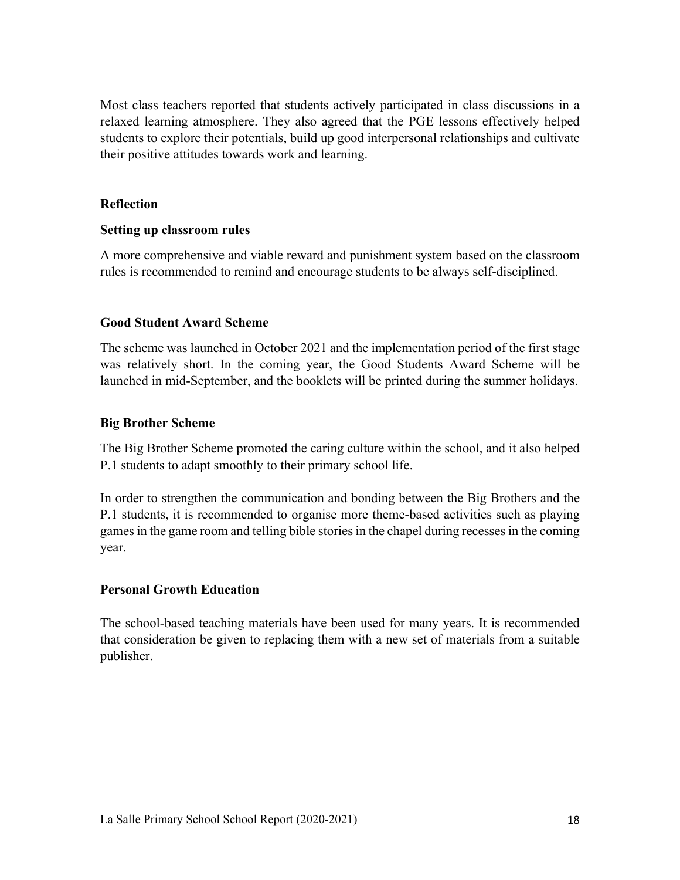Most class teachers reported that students actively participated in class discussions in a relaxed learning atmosphere. They also agreed that the PGE lessons effectively helped students to explore their potentials, build up good interpersonal relationships and cultivate their positive attitudes towards work and learning.

**Reflection**

**Setting up classroom rules**

A more comprehensive and viable reward and punishment system based on the classroom rules is recommended to remind and encourage students to be always self-disciplined.

**Good Student Award Scheme**

The scheme was launched in October 2021 and the implementation period of the first stage was relatively short. In the coming year, the Good Students Award Scheme will be launched in mid-September, and the booklets will be printed during the summer holidays.

**Big Brother Scheme**

The Big Brother Scheme promoted the caring culture within the school, and it also helped P.1 students to adapt smoothly to their primary school life.

In order to strengthen the communication and bonding between the Big Brothers and the P.1 students, it is recommended to organise more theme-based activities such as playing games in the game room and telling bible stories in the chapel during recesses in the coming year.

**Personal Growth Education**

The school-based teaching materials have been used for many years. It is recommended that consideration be given to replacing them with a new set of materials from a suitable publisher.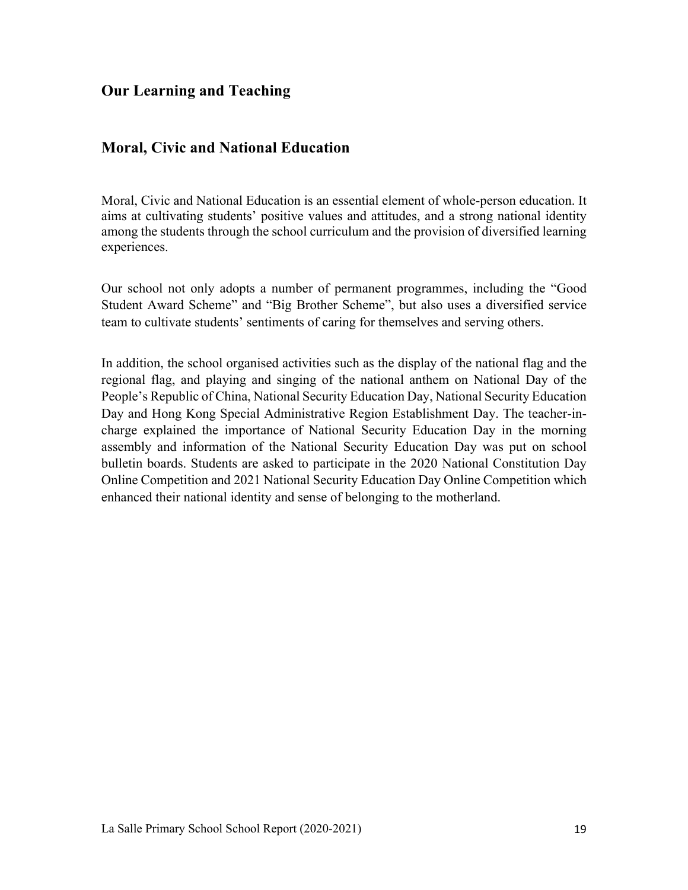## Our Learning and Teaching

## Moral, Civic and National Education

Moral, Civic and National Education is an essential element of whole-person education. It aims at cultivating students' positive values and attitudes, and a strong national identity among the students through the school curriculum and the provision of diversified learning experiences.

Our school not only adopts a number of permanent programmes, including the "Good Student Award Scheme" and "Big Brother Scheme", but also uses a diversified service team to cultivate students' sentiments of caring for themselves and serving others.

In addition, the school organised activities such as the display of the national flag and the regional flag, and playing and singing of the national anthem on National Day of the People's Republic of China, National Security Education Day, National Security Education Day and Hong Kong Special Administrative Region Establishment Day. The teacher-in-charge explained the importance of National Security Education Day in the morning assembly and information of the National Security Education Day was put on school bulletin boards. Students are asked to participate in the 2020 National Constitution Day Online Competition and 2021 National Security Education Day Online Competition which enhanced their national identity and sense of belonging to the motherland.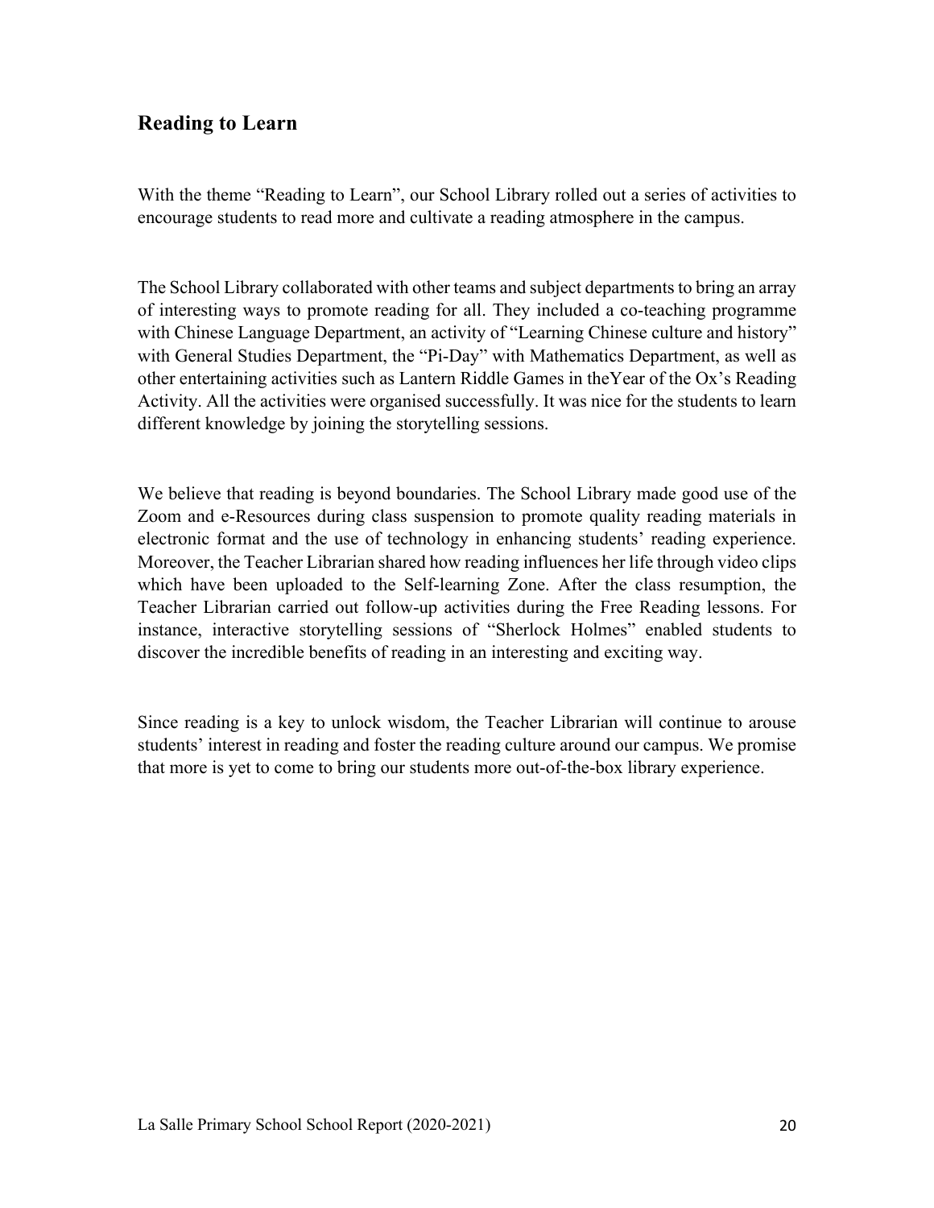## Reading to Learn

With the theme "Reading to Learn", our School Library rolled out a series of activities to encourage students to read more and cultivate a reading atmosphere in the campus.

The School Library collaborated with other teams and subject departments to bring an array of interesting ways to promote reading for all. They included a co-teaching programme with Chinese Language Department, an activity of "Learning Chinese culture and history" with General Studies Department, the "Pi-Day" with Mathematics Department, as well as other entertaining activities such as Lantern Riddle Games in theYear of the Ox's Reading Activity. All the activities were organised successfully. It was nice for the students to learn different knowledge by joining the storytelling sessions.

We believe that reading is beyond boundaries. The School Library made good use of the Zoom and e-Resources during class suspension to promote quality reading materials in electronic format and the use of technology in enhancing students' reading experience. Moreover, the Teacher Librarian shared how reading influences her life through video clips which have been uploaded to the Self-learning Zone. After the class resumption, the Teacher Librarian carried out follow-up activities during the Free Reading lessons. For instance, interactive storytelling sessions of "Sherlock Holmes" enabled students to discover the incredible benefits of reading in an interesting and exciting way.

Since reading is a key to unlock wisdom, the Teacher Librarian will continue to arouse students' interest in reading and foster the reading culture around our campus. We promise that more is yet to come to bring our students more out-of-the-box library experience.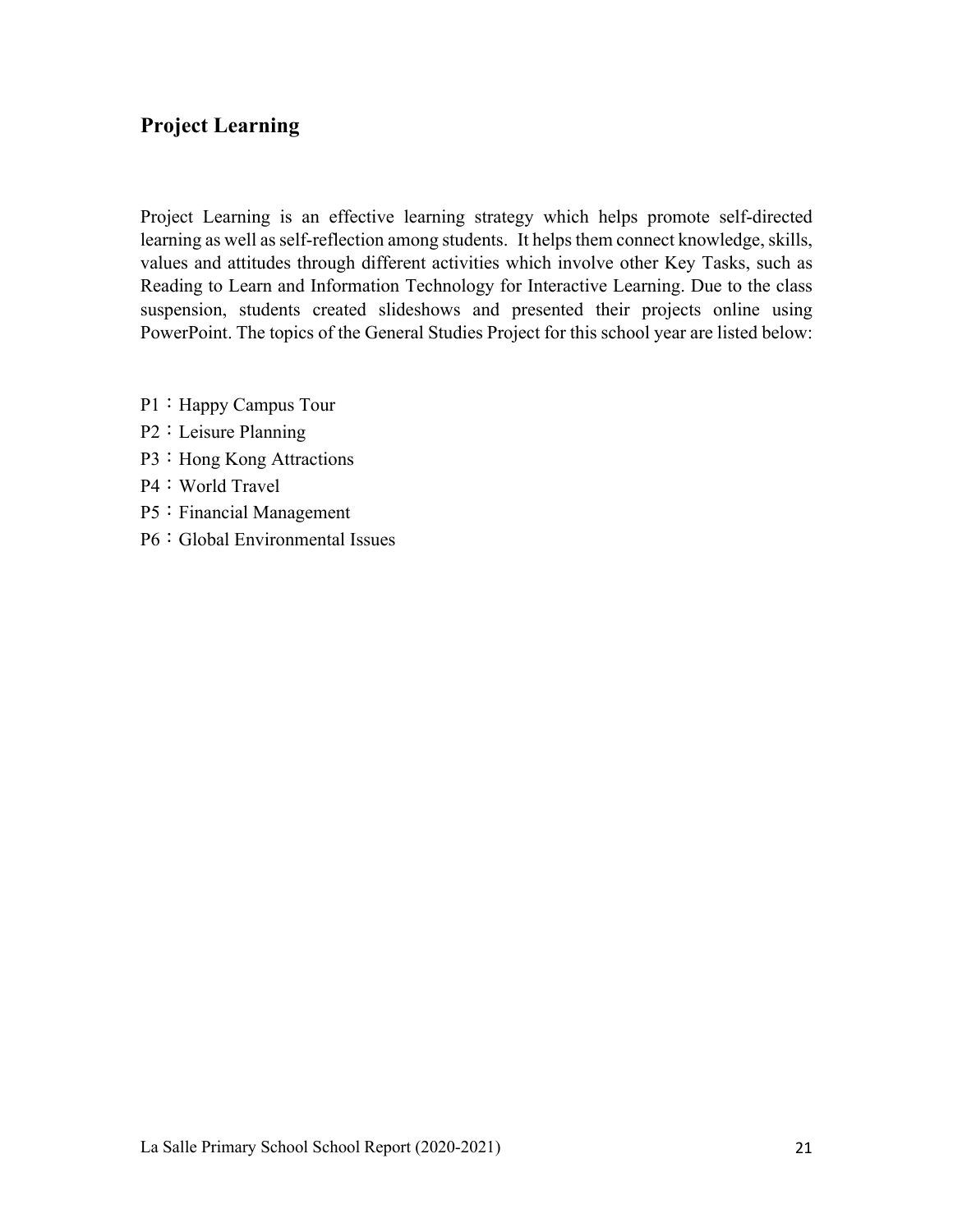## Project Learning

Project Learning is an effective learning strategy which helps promote self-directed learning as well as self-reflection among students. It helps them connect knowledge, skills, values and attitudes through different activities which involve other Key Tasks, such as Reading to Learn and Information Technology for Interactive Learning. Due to the class suspension, students created slideshows and presented their projects online using PowerPoint. The topics of the General Studies Project for this school year are listed below:

P1：Happy Campus Tour
P2：Leisure Planning
P3：Hong Kong Attractions
P4：World Travel
P5：Financial Management
P6：Global Environmental Issues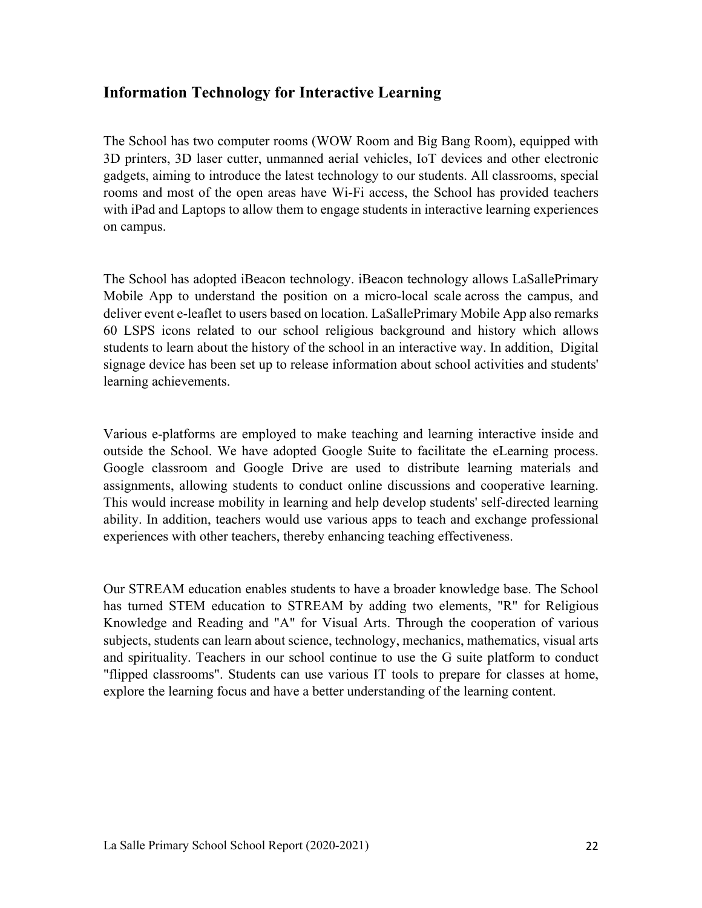## Information Technology for Interactive Learning

The School has two computer rooms (WOW Room and Big Bang Room), equipped with 3D printers, 3D laser cutter, unmanned aerial vehicles, IoT devices and other electronic gadgets, aiming to introduce the latest technology to our students. All classrooms, special rooms and most of the open areas have Wi-Fi access, the School has provided teachers with iPad and Laptops to allow them to engage students in interactive learning experiences on campus.

The School has adopted iBeacon technology. iBeacon technology allows LaSallePrimary Mobile App to understand the position on a micro-local scale across the campus, and deliver event e-leaflet to users based on location. LaSallePrimary Mobile App also remarks 60 LSPS icons related to our school religious background and history which allows students to learn about the history of the school in an interactive way. In addition, Digital signage device has been set up to release information about school activities and students' learning achievements.

Various e-platforms are employed to make teaching and learning interactive inside and outside the School. We have adopted Google Suite to facilitate the eLearning process. Google classroom and Google Drive are used to distribute learning materials and assignments, allowing students to conduct online discussions and cooperative learning. This would increase mobility in learning and help develop students' self-directed learning ability. In addition, teachers would use various apps to teach and exchange professional experiences with other teachers, thereby enhancing teaching effectiveness.

Our STREAM education enables students to have a broader knowledge base. The School has turned STEM education to STREAM by adding two elements, "R" for Religious Knowledge and Reading and "A" for Visual Arts. Through the cooperation of various subjects, students can learn about science, technology, mechanics, mathematics, visual arts and spirituality. Teachers in our school continue to use the G suite platform to conduct "flipped classrooms". Students can use various IT tools to prepare for classes at home, explore the learning focus and have a better understanding of the learning content.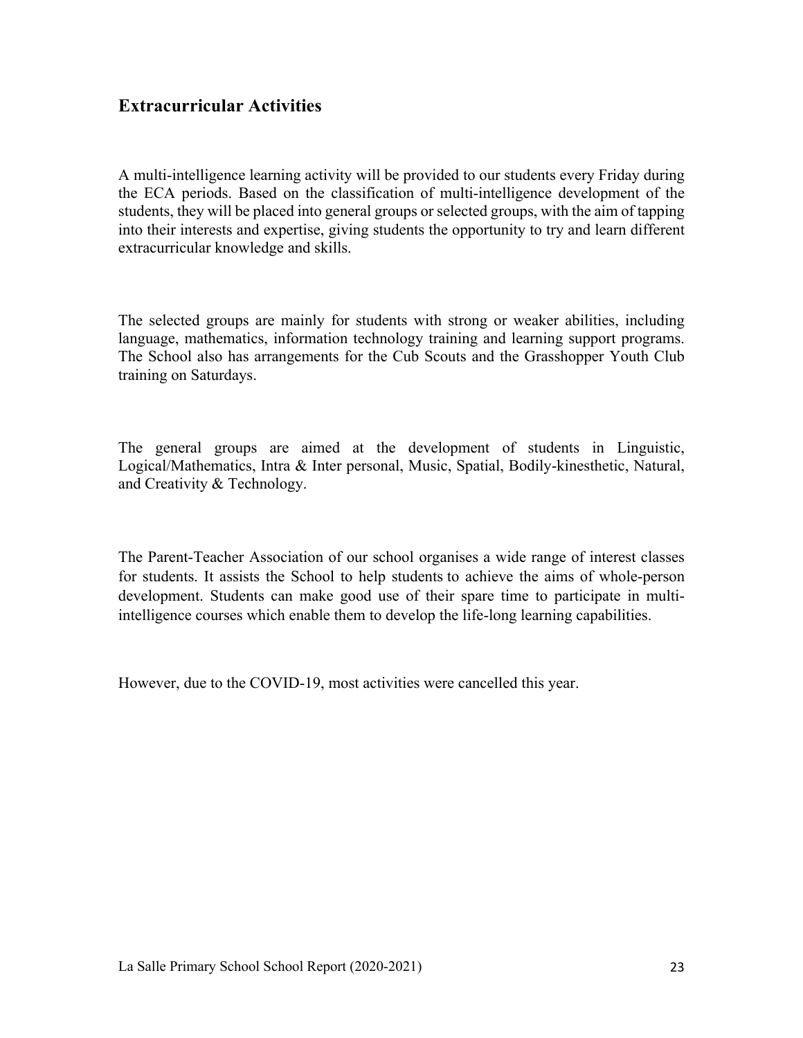## Extracurricular Activities

A multi-intelligence learning activity will be provided to our students every Friday during the ECA periods. Based on the classification of multi-intelligence development of the students, they will be placed into general groups or selected groups, with the aim of tapping into their interests and expertise, giving students the opportunity to try and learn different extracurricular knowledge and skills.

The selected groups are mainly for students with strong or weaker abilities, including language, mathematics, information technology training and learning support programs. The School also has arrangements for the Cub Scouts and the Grasshopper Youth Club training on Saturdays.

The general groups are aimed at the development of students in Linguistic, Logical/Mathematics, Intra & Inter personal, Music, Spatial, Bodily-kinesthetic, Natural, and Creativity & Technology.

The Parent-Teacher Association of our school organises a wide range of interest classes for students. It assists the School to help students to achieve the aims of whole-person development. Students can make good use of their spare time to participate in multi-intelligence courses which enable them to develop the life-long learning capabilities.

However, due to the COVID-19, most activities were cancelled this year.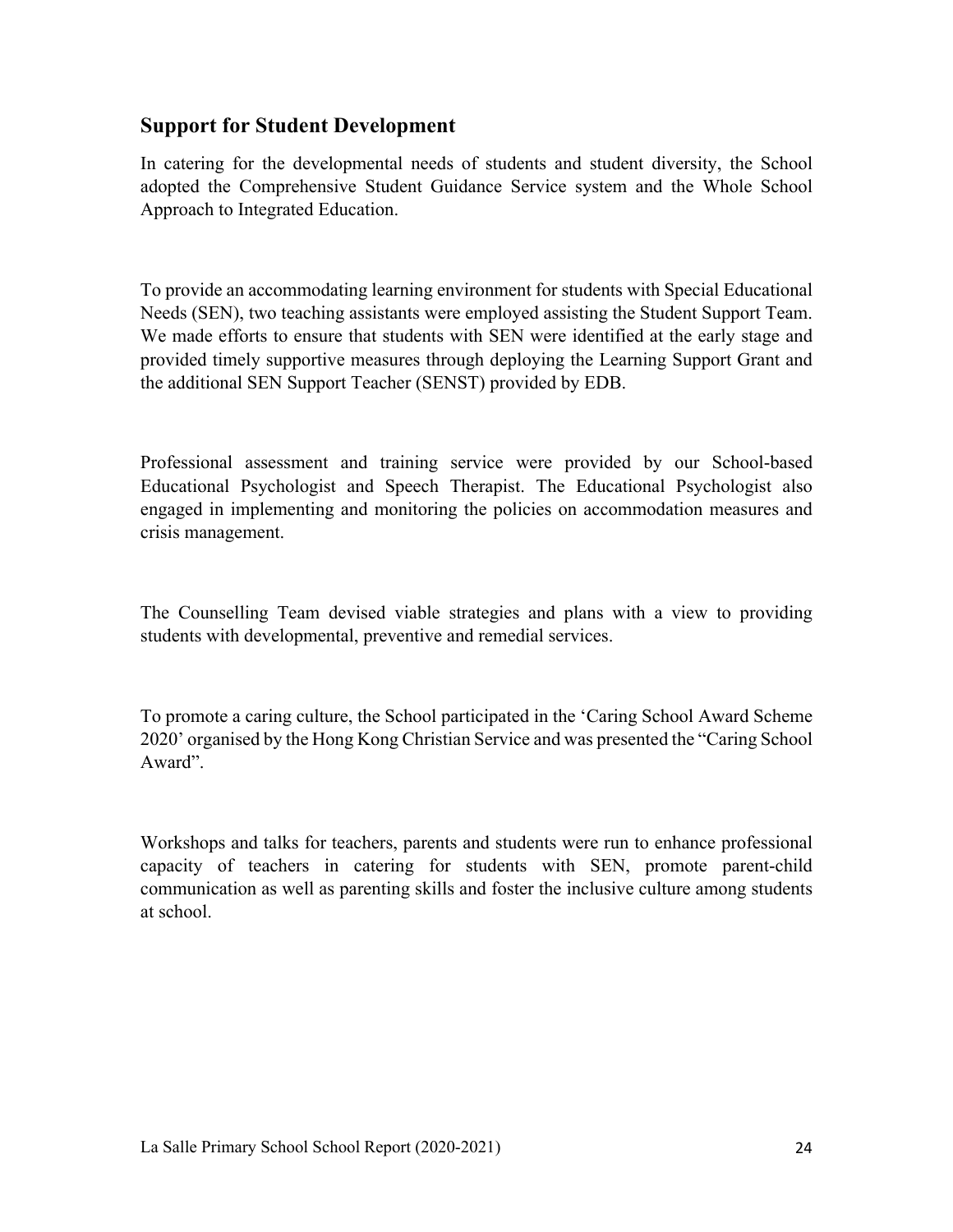## Support for Student Development

In catering for the developmental needs of students and student diversity, the School adopted the Comprehensive Student Guidance Service system and the Whole School Approach to Integrated Education.

To provide an accommodating learning environment for students with Special Educational Needs (SEN), two teaching assistants were employed assisting the Student Support Team. We made efforts to ensure that students with SEN were identified at the early stage and provided timely supportive measures through deploying the Learning Support Grant and the additional SEN Support Teacher (SENST) provided by EDB.

Professional assessment and training service were provided by our School-based Educational Psychologist and Speech Therapist. The Educational Psychologist also engaged in implementing and monitoring the policies on accommodation measures and crisis management.

The Counselling Team devised viable strategies and plans with a view to providing students with developmental, preventive and remedial services.

To promote a caring culture, the School participated in the 'Caring School Award Scheme 2020' organised by the Hong Kong Christian Service and was presented the "Caring School Award".

Workshops and talks for teachers, parents and students were run to enhance professional capacity of teachers in catering for students with SEN, promote parent-child communication as well as parenting skills and foster the inclusive culture among students at school.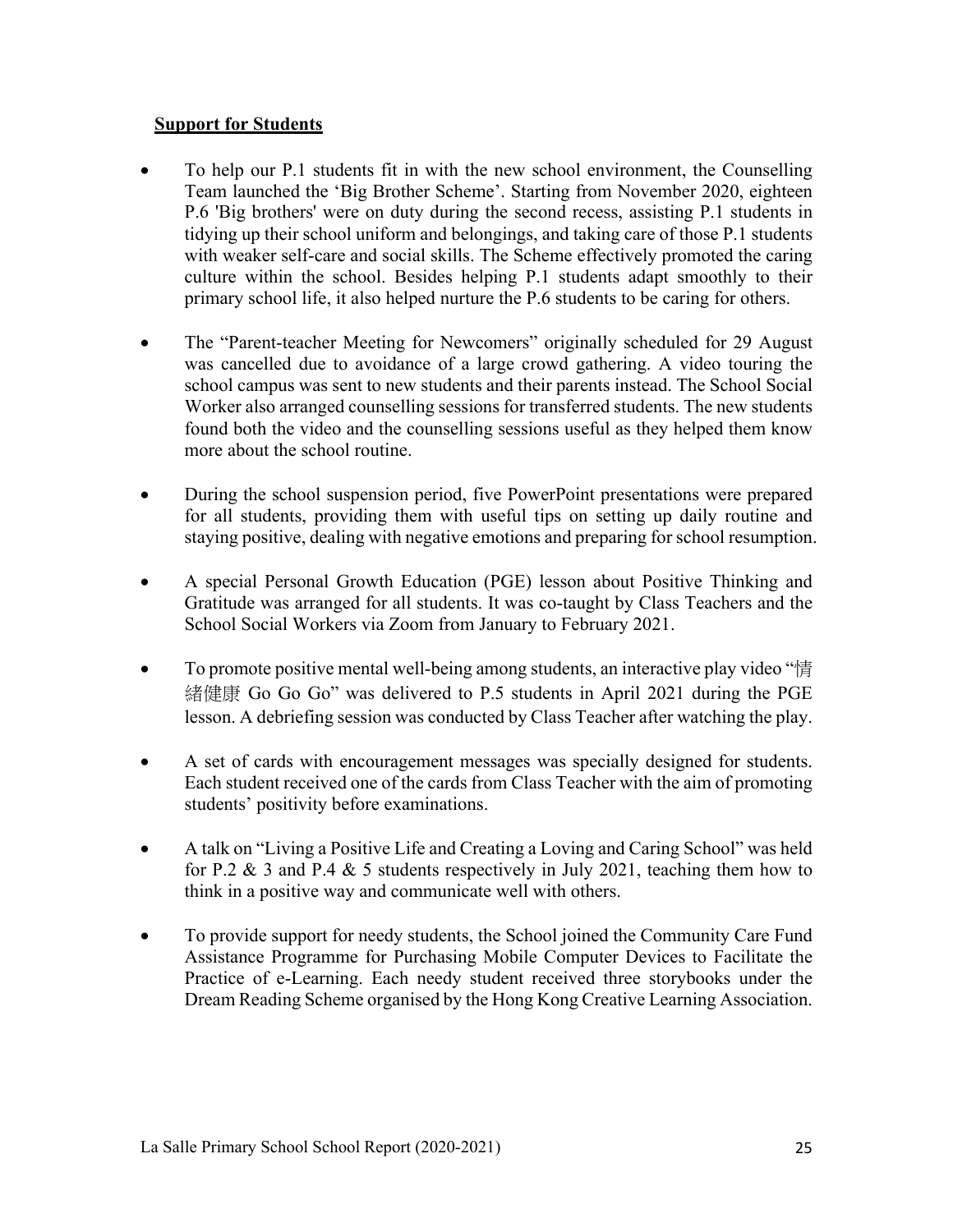## Support for Students

- To help our P.1 students fit in with the new school environment, the Counselling Team launched the 'Big Brother Scheme'. Starting from November 2020, eighteen P.6 'Big brothers' were on duty during the second recess, assisting P.1 students in tidying up their school uniform and belongings, and taking care of those P.1 students with weaker self-care and social skills. The Scheme effectively promoted the caring culture within the school. Besides helping P.1 students adapt smoothly to their primary school life, it also helped nurture the P.6 students to be caring for others.

- The "Parent-teacher Meeting for Newcomers" originally scheduled for 29 August was cancelled due to avoidance of a large crowd gathering. A video touring the school campus was sent to new students and their parents instead. The School Social Worker also arranged counselling sessions for transferred students. The new students found both the video and the counselling sessions useful as they helped them know more about the school routine.

- During the school suspension period, five PowerPoint presentations were prepared for all students, providing them with useful tips on setting up daily routine and staying positive, dealing with negative emotions and preparing for school resumption.

- A special Personal Growth Education (PGE) lesson about Positive Thinking and Gratitude was arranged for all students. It was co-taught by Class Teachers and the School Social Workers via Zoom from January to February 2021.

- To promote positive mental well-being among students, an interactive play video "情緒健康 Go Go Go" was delivered to P.5 students in April 2021 during the PGE lesson. A debriefing session was conducted by Class Teacher after watching the play.

- A set of cards with encouragement messages was specially designed for students. Each student received one of the cards from Class Teacher with the aim of promoting students' positivity before examinations.

- A talk on "Living a Positive Life and Creating a Loving and Caring School" was held for P.2 & 3 and P.4 & 5 students respectively in July 2021, teaching them how to think in a positive way and communicate well with others.

- To provide support for needy students, the School joined the Community Care Fund Assistance Programme for Purchasing Mobile Computer Devices to Facilitate the Practice of e-Learning. Each needy student received three storybooks under the Dream Reading Scheme organised by the Hong Kong Creative Learning Association.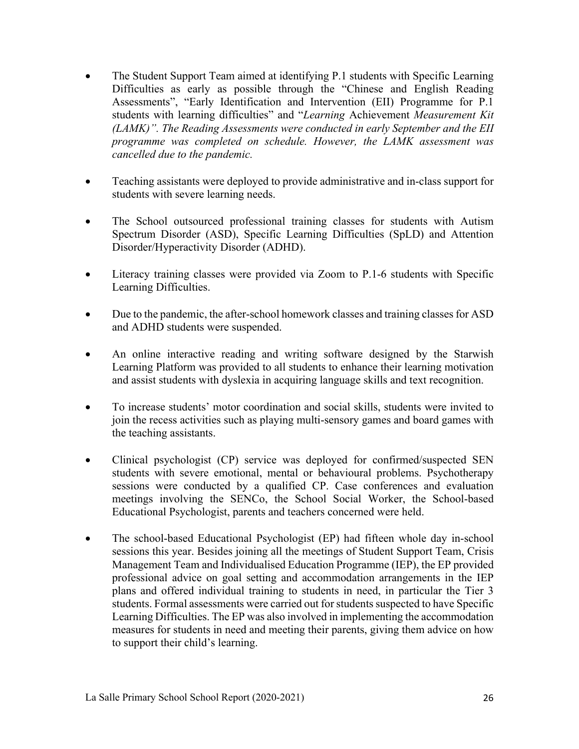- The Student Support Team aimed at identifying P.1 students with Specific Learning Difficulties as early as possible through the "Chinese and English Reading Assessments", "Early Identification and Intervention (EII) Programme for P.1 students with learning difficulties" and "*Learning* Achievement *Measurement Kit (LAMK)". The Reading Assessments were conducted in early September and the EII programme was completed on schedule. However, the LAMK assessment was cancelled due to the pandemic.*

- Teaching assistants were deployed to provide administrative and in-class support for students with severe learning needs.

- The School outsourced professional training classes for students with Autism Spectrum Disorder (ASD), Specific Learning Difficulties (SpLD) and Attention Disorder/Hyperactivity Disorder (ADHD).

- Literacy training classes were provided via Zoom to P.1-6 students with Specific Learning Difficulties.

- Due to the pandemic, the after-school homework classes and training classes for ASD and ADHD students were suspended.

- An online interactive reading and writing software designed by the Starwish Learning Platform was provided to all students to enhance their learning motivation and assist students with dyslexia in acquiring language skills and text recognition.

- To increase students' motor coordination and social skills, students were invited to join the recess activities such as playing multi-sensory games and board games with the teaching assistants.

- Clinical psychologist (CP) service was deployed for confirmed/suspected SEN students with severe emotional, mental or behavioural problems. Psychotherapy sessions were conducted by a qualified CP. Case conferences and evaluation meetings involving the SENCo, the School Social Worker, the School-based Educational Psychologist, parents and teachers concerned were held.

- The school-based Educational Psychologist (EP) had fifteen whole day in-school sessions this year. Besides joining all the meetings of Student Support Team, Crisis Management Team and Individualised Education Programme (IEP), the EP provided professional advice on goal setting and accommodation arrangements in the IEP plans and offered individual training to students in need, in particular the Tier 3 students. Formal assessments were carried out for students suspected to have Specific Learning Difficulties. The EP was also involved in implementing the accommodation measures for students in need and meeting their parents, giving them advice on how to support their child's learning.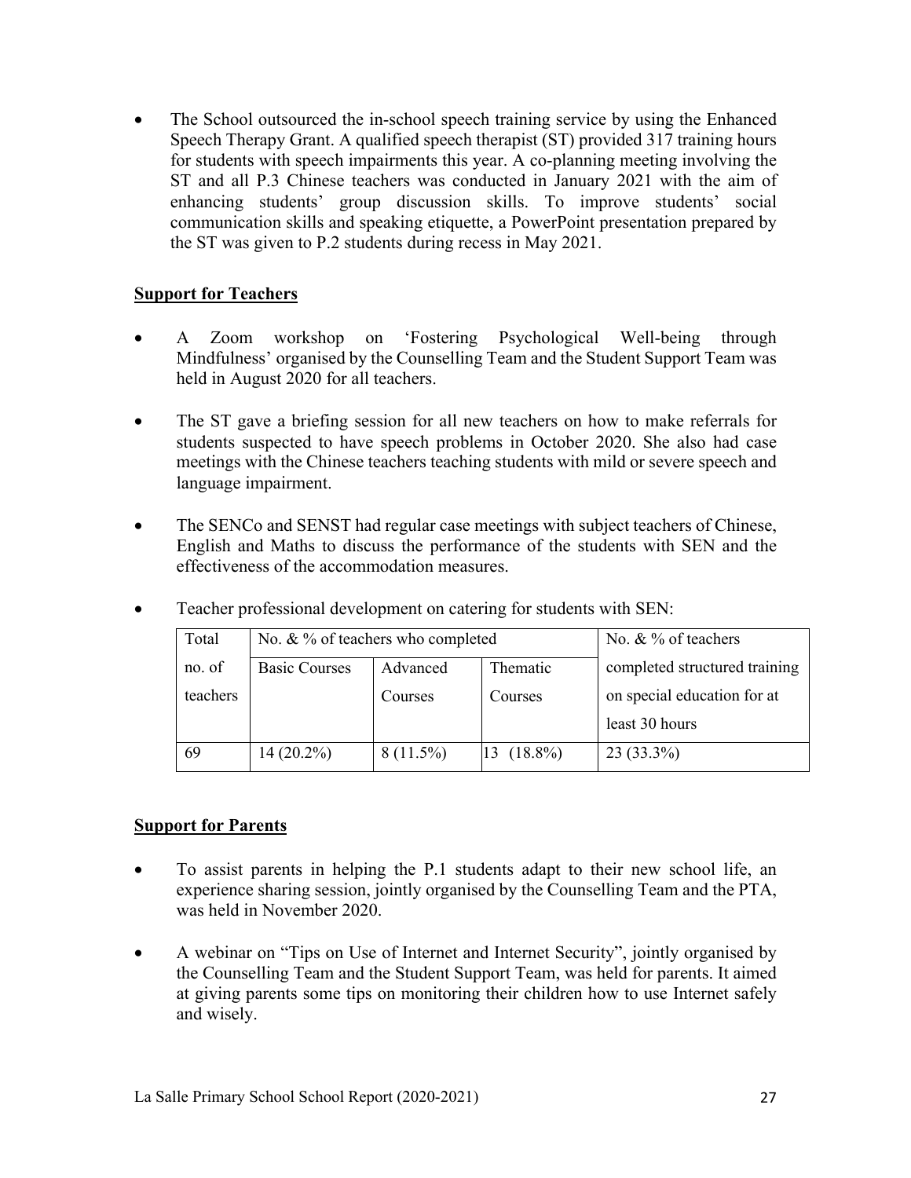- The School outsourced the in-school speech training service by using the Enhanced Speech Therapy Grant. A qualified speech therapist (ST) provided 317 training hours for students with speech impairments this year. A co-planning meeting involving the ST and all P.3 Chinese teachers was conducted in January 2021 with the aim of enhancing students' group discussion skills. To improve students' social communication skills and speaking etiquette, a PowerPoint presentation prepared by the ST was given to P.2 students during recess in May 2021.

**Support for Teachers**

- A Zoom workshop on 'Fostering Psychological Well-being through Mindfulness' organised by the Counselling Team and the Student Support Team was held in August 2020 for all teachers.

- The ST gave a briefing session for all new teachers on how to make referrals for students suspected to have speech problems in October 2020. She also had case meetings with the Chinese teachers teaching students with mild or severe speech and language impairment.

- The SENCo and SENST had regular case meetings with subject teachers of Chinese, English and Maths to discuss the performance of the students with SEN and the effectiveness of the accommodation measures.

- Teacher professional development on catering for students with SEN:

| Total no. of teachers | No. & % of teachers who completed | | | No. & % of teachers completed structured training on special education for at least 30 hours |
|---|---|---|---|---|
| | Basic Courses | Advanced Courses | Thematic Courses | |
| 69 | 14 (20.2%) | 8 (11.5%) | 13 (18.8%) | 23 (33.3%) |

**Support for Parents**

- To assist parents in helping the P.1 students adapt to their new school life, an experience sharing session, jointly organised by the Counselling Team and the PTA, was held in November 2020.

- A webinar on "Tips on Use of Internet and Internet Security", jointly organised by the Counselling Team and the Student Support Team, was held for parents. It aimed at giving parents some tips on monitoring their children how to use Internet safely and wisely.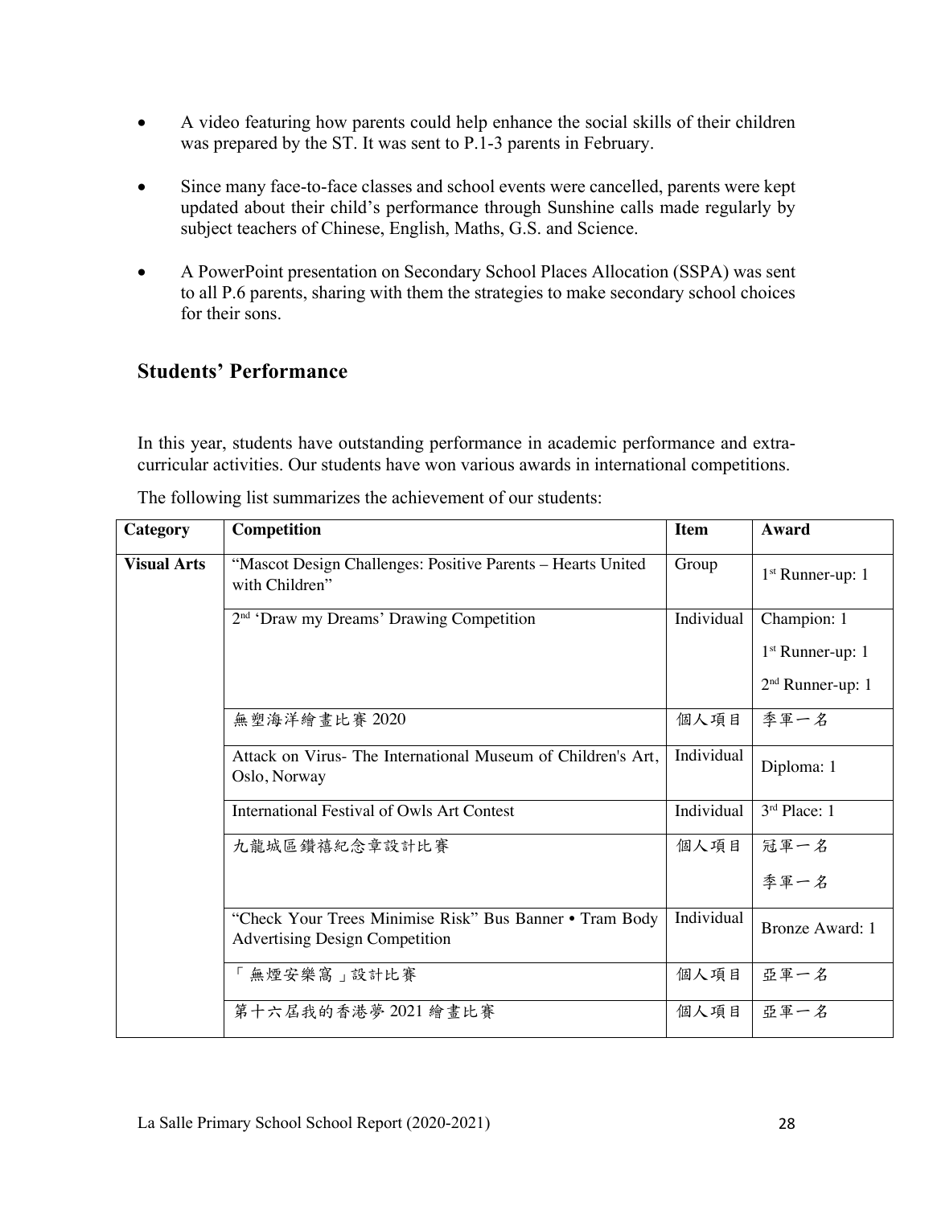- A video featuring how parents could help enhance the social skills of their children was prepared by the ST. It was sent to P.1-3 parents in February.

- Since many face-to-face classes and school events were cancelled, parents were kept updated about their child's performance through Sunshine calls made regularly by subject teachers of Chinese, English, Maths, G.S. and Science.

- A PowerPoint presentation on Secondary School Places Allocation (SSPA) was sent to all P.6 parents, sharing with them the strategies to make secondary school choices for their sons.

## Students' Performance

In this year, students have outstanding performance in academic performance and extra-curricular activities. Our students have won various awards in international competitions.

The following list summarizes the achievement of our students:

| Category | Competition | Item | Award |
|---|---|---|---|
| **Visual Arts** | "Mascot Design Challenges: Positive Parents – Hearts United with Children" | Group | 1st Runner-up: 1 |
| | 2nd 'Draw my Dreams' Drawing Competition | Individual | Champion: 1<br>1st Runner-up: 1<br>2nd Runner-up: 1 |
| | 無塑海洋繪畫比賽 2020 | 個人項目 | 季軍一名 |
| | Attack on Virus- The International Museum of Children's Art, Oslo, Norway | Individual | Diploma: 1 |
| | International Festival of Owls Art Contest | Individual | 3rd Place: 1 |
| | 九龍城區鑽禧紀念章設計比賽 | 個人項目 | 冠軍一名<br>季軍一名 |
| | "Check Your Trees Minimise Risk" Bus Banner • Tram Body Advertising Design Competition | Individual | Bronze Award: 1 |
| | 「無煙安樂窩」設計比賽 | 個人項目 | 亞軍一名 |
| | 第十六屆我的香港夢 2021 繪畫比賽 | 個人項目 | 亞軍一名 |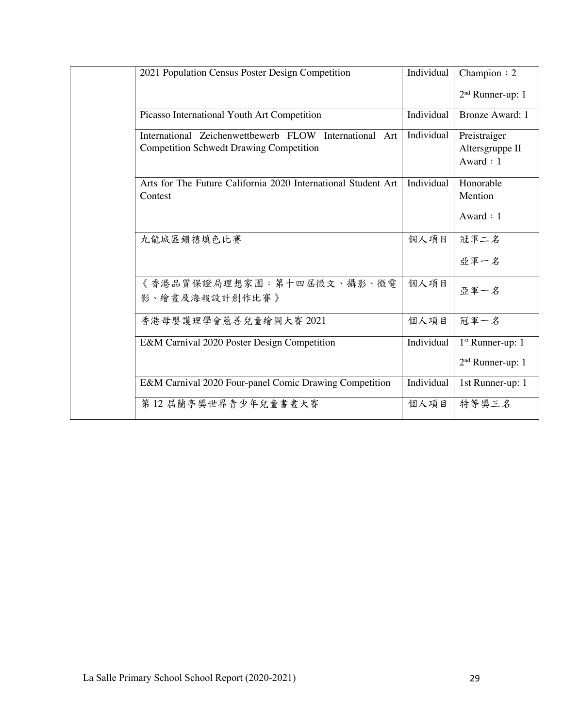| | | | |
|---|---|---|---|
| | 2021 Population Census Poster Design Competition | Individual | Champion：2<br>2nd Runner-up: 1 |
| | Picasso International Youth Art Competition | Individual | Bronze Award: 1 |
| | International Zeichenwettbewerb FLOW International Art Competition Schwedt Drawing Competition | Individual | Preistraiger Altersgruppe II Award：1 |
| | Arts for The Future California 2020 International Student Art Contest | Individual | Honorable Mention<br>Award：1 |
| | 九龍城區鑽禧填色比賽 | 個人項目 | 冠軍二名<br>亞軍一名 |
| | 《香港品質保證局理想家園：第十四屆徵文、攝影、微電影、繪畫及海報設計創作比賽》 | 個人項目 | 亞軍一名 |
| | 香港母嬰護理學會慈善兒童繪圖大賽 2021 | 個人項目 | 冠軍一名 |
| | E&M Carnival 2020 Poster Design Competition | Individual | 1st Runner-up: 1<br>2nd Runner-up: 1 |
| | E&M Carnival 2020 Four-panel Comic Drawing Competition | Individual | 1st Runner-up: 1 |
| | 第 12 屆蘭亭獎世界青少年兒童書畫大賽 | 個人項目 | 特等獎三名 |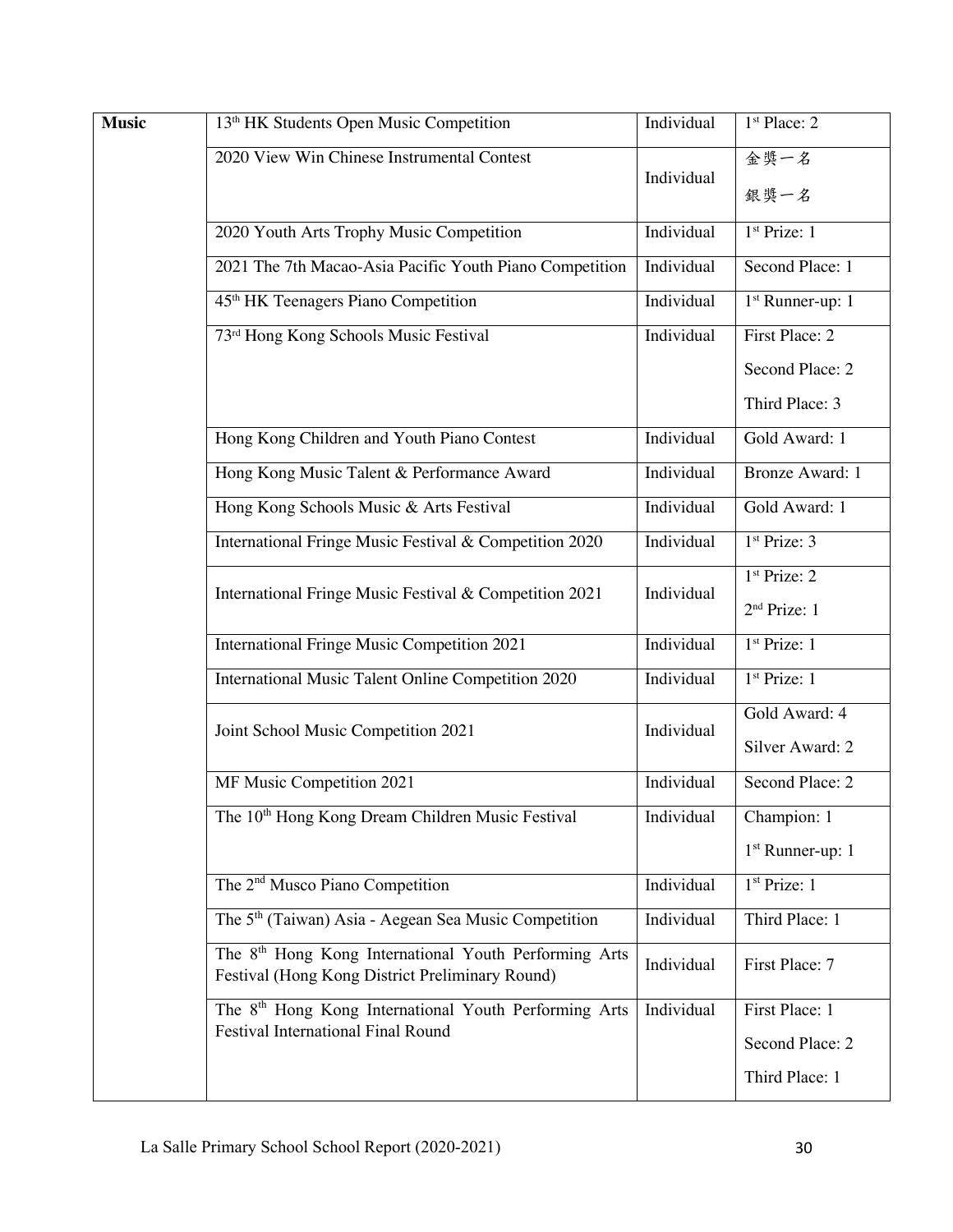| Music | 13th HK Students Open Music Competition | Individual | 1st Place: 2 |
| --- | --- | --- | --- |
| | 2020 View Win Chinese Instrumental Contest | Individual | 金獎一名<br>銀獎一名 |
| | 2020 Youth Arts Trophy Music Competition | Individual | 1st Prize: 1 |
| | 2021 The 7th Macao-Asia Pacific Youth Piano Competition | Individual | Second Place: 1 |
| | 45th HK Teenagers Piano Competition | Individual | 1st Runner-up: 1 |
| | 73rd Hong Kong Schools Music Festival | Individual | First Place: 2<br>Second Place: 2<br>Third Place: 3 |
| | Hong Kong Children and Youth Piano Contest | Individual | Gold Award: 1 |
| | Hong Kong Music Talent & Performance Award | Individual | Bronze Award: 1 |
| | Hong Kong Schools Music & Arts Festival | Individual | Gold Award: 1 |
| | International Fringe Music Festival & Competition 2020 | Individual | 1st Prize: 3 |
| | International Fringe Music Festival & Competition 2021 | Individual | 1st Prize: 2<br>2nd Prize: 1 |
| | International Fringe Music Competition 2021 | Individual | 1st Prize: 1 |
| | International Music Talent Online Competition 2020 | Individual | 1st Prize: 1 |
| | Joint School Music Competition 2021 | Individual | Gold Award: 4<br>Silver Award: 2 |
| | MF Music Competition 2021 | Individual | Second Place: 2 |
| | The 10th Hong Kong Dream Children Music Festival | Individual | Champion: 1<br>1st Runner-up: 1 |
| | The 2nd Musco Piano Competition | Individual | 1st Prize: 1 |
| | The 5th (Taiwan) Asia - Aegean Sea Music Competition | Individual | Third Place: 1 |
| | The 8th Hong Kong International Youth Performing Arts Festival (Hong Kong District Preliminary Round) | Individual | First Place: 7 |
| | The 8th Hong Kong International Youth Performing Arts Festival International Final Round | Individual | First Place: 1<br>Second Place: 2<br>Third Place: 1 |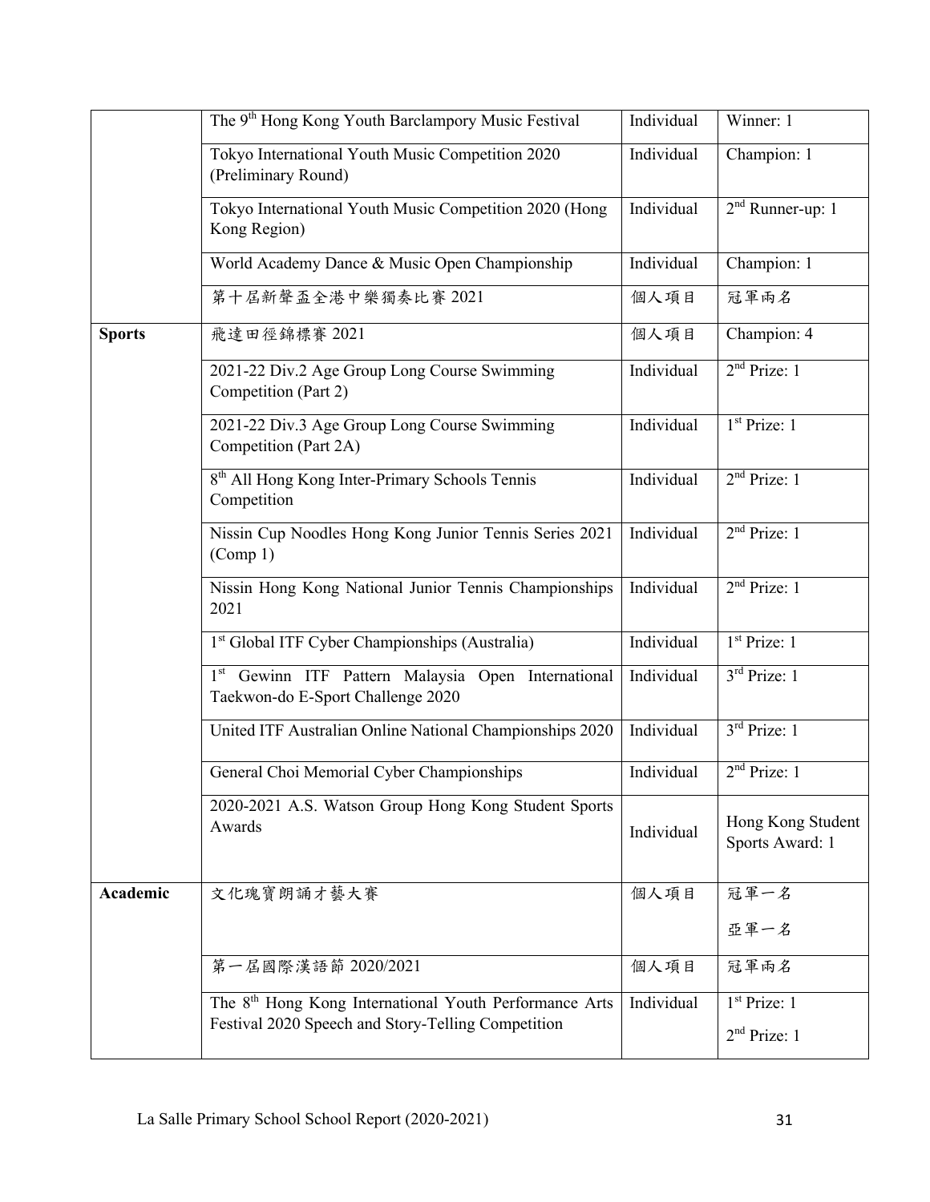| | | | |
|---|---|---|---|
| | The 9th Hong Kong Youth Barclampory Music Festival | Individual | Winner: 1 |
| | Tokyo International Youth Music Competition 2020 (Preliminary Round) | Individual | Champion: 1 |
| | Tokyo International Youth Music Competition 2020 (Hong Kong Region) | Individual | 2nd Runner-up: 1 |
| | World Academy Dance & Music Open Championship | Individual | Champion: 1 |
| | 第十屆新聲盃全港中樂獨奏比賽 2021 | 個人項目 | 冠軍兩名 |
| **Sports** | 飛達田徑錦標賽 2021 | 個人項目 | Champion: 4 |
| | 2021-22 Div.2 Age Group Long Course Swimming Competition (Part 2) | Individual | 2nd Prize: 1 |
| | 2021-22 Div.3 Age Group Long Course Swimming Competition (Part 2A) | Individual | 1st Prize: 1 |
| | 8th All Hong Kong Inter-Primary Schools Tennis Competition | Individual | 2nd Prize: 1 |
| | Nissin Cup Noodles Hong Kong Junior Tennis Series 2021 (Comp 1) | Individual | 2nd Prize: 1 |
| | Nissin Hong Kong National Junior Tennis Championships 2021 | Individual | 2nd Prize: 1 |
| | 1st Global ITF Cyber Championships (Australia) | Individual | 1st Prize: 1 |
| | 1st Gewinn ITF Pattern Malaysia Open International Taekwon-do E-Sport Challenge 2020 | Individual | 3rd Prize: 1 |
| | United ITF Australian Online National Championships 2020 | Individual | 3rd Prize: 1 |
| | General Choi Memorial Cyber Championships | Individual | 2nd Prize: 1 |
| | 2020-2021 A.S. Watson Group Hong Kong Student Sports Awards | Individual | Hong Kong Student Sports Award: 1 |
| **Academic** | 文化瑰寶朗誦才藝大賽 | 個人項目 | 冠軍一名<br>亞軍一名 |
| | 第一屆國際漢語節 2020/2021 | 個人項目 | 冠軍兩名 |
| | The 8th Hong Kong International Youth Performance Arts Festival 2020 Speech and Story-Telling Competition | Individual | 1st Prize: 1<br>2nd Prize: 1 |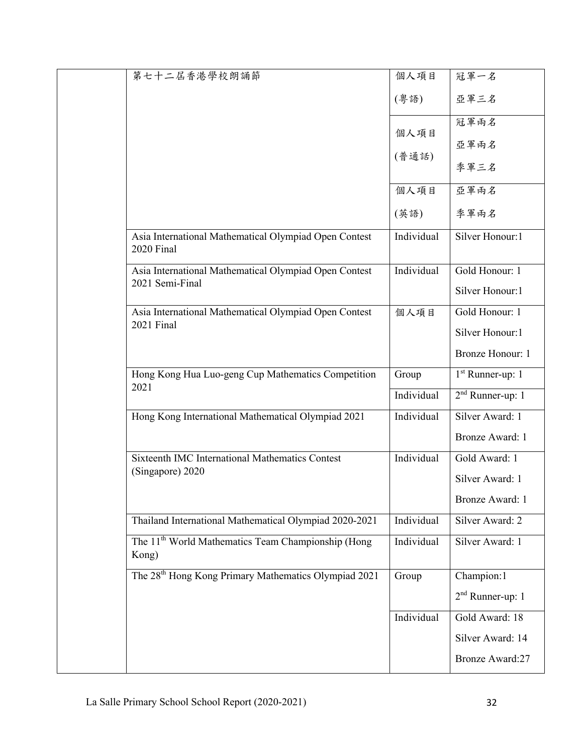| | | | |
|---|---|---|---|
| | 第七十二屆香港學校朗誦節 | 個人項目 (粵語) | 冠軍一名<br>亞軍三名 |
| | | 個人項目 (普通話) | 冠軍兩名<br>亞軍兩名<br>季軍三名 |
| | | 個人項目 (英語) | 亞軍兩名<br>季軍兩名 |
| | Asia International Mathematical Olympiad Open Contest 2020 Final | Individual | Silver Honour:1 |
| | Asia International Mathematical Olympiad Open Contest 2021 Semi-Final | Individual | Gold Honour: 1<br>Silver Honour:1 |
| | Asia International Mathematical Olympiad Open Contest 2021 Final | 個人項目 | Gold Honour: 1<br>Silver Honour:1<br>Bronze Honour: 1 |
| | Hong Kong Hua Luo-geng Cup Mathematics Competition 2021 | Group | 1st Runner-up: 1 |
| | | Individual | 2nd Runner-up: 1 |
| | Hong Kong International Mathematical Olympiad 2021 | Individual | Silver Award: 1<br>Bronze Award: 1 |
| | Sixteenth IMC International Mathematics Contest (Singapore) 2020 | Individual | Gold Award: 1<br>Silver Award: 1<br>Bronze Award: 1 |
| | Thailand International Mathematical Olympiad 2020-2021 | Individual | Silver Award: 2 |
| | The 11th World Mathematics Team Championship (Hong Kong) | Individual | Silver Award: 1 |
| | The 28th Hong Kong Primary Mathematics Olympiad 2021 | Group | Champion:1<br>2nd Runner-up: 1 |
| | | Individual | Gold Award: 18<br>Silver Award: 14<br>Bronze Award:27 |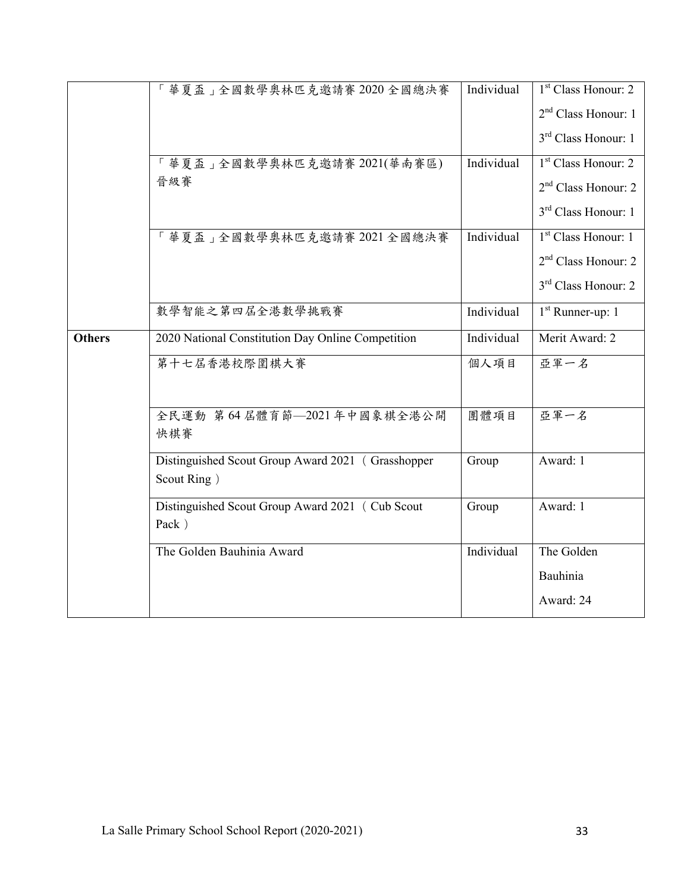| | | | |
|---|---|---|---|
| | 「華夏盃」全國數學奧林匹克邀請賽 2020 全國總決賽 | Individual | 1st Class Honour: 2<br>2nd Class Honour: 1<br>3rd Class Honour: 1 |
| | 「華夏盃」全國數學奧林匹克邀請賽 2021(華南賽區)晉級賽 | Individual | 1st Class Honour: 2<br>2nd Class Honour: 2<br>3rd Class Honour: 1 |
| | 「華夏盃」全國數學奧林匹克邀請賽 2021 全國總決賽 | Individual | 1st Class Honour: 1<br>2nd Class Honour: 2<br>3rd Class Honour: 2 |
| | 數學智能之第四屆全港數學挑戰賽 | Individual | 1st Runner-up: 1 |
| **Others** | 2020 National Constitution Day Online Competition | Individual | Merit Award: 2 |
| | 第十七屆香港校際圍棋大賽 | 個人項目 | 亞軍一名 |
| | 全民運動 第 64 屆體育節—2021 年中國象棋全港公開快棋賽 | 團體項目 | 亞軍一名 |
| | Distinguished Scout Group Award 2021（Grasshopper Scout Ring） | Group | Award: 1 |
| | Distinguished Scout Group Award 2021（Cub Scout Pack） | Group | Award: 1 |
| | The Golden Bauhinia Award | Individual | The Golden Bauhinia Award: 24 |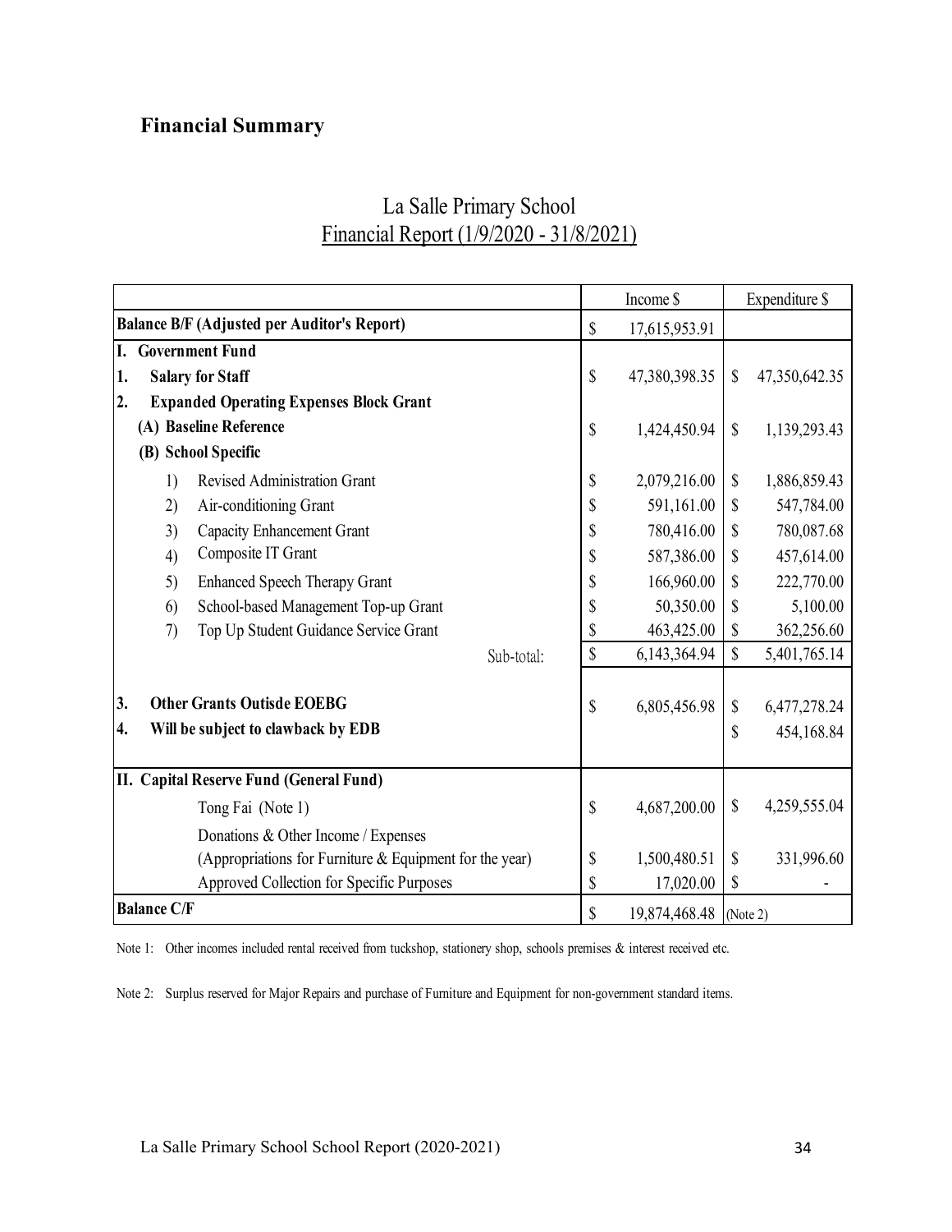## Financial Summary

La Salle Primary School

Financial Report (1/9/2020 - 31/8/2021)

| | Income $ | Expenditure $ |
|---|---|---|
| **Balance B/F (Adjusted per Auditor's Report)** | $ 17,615,953.91 | |
| **I. Government Fund** | | |
| **1. Salary for Staff** | $ 47,380,398.35 | $ 47,350,642.35 |
| **2. Expanded Operating Expenses Block Grant** | | |
| **(A) Baseline Reference** | $ 1,424,450.94 | $ 1,139,293.43 |
| **(B) School Specific** | | |
| 1) Revised Administration Grant | $ 2,079,216.00 | $ 1,886,859.43 |
| 2) Air-conditioning Grant | $ 591,161.00 | $ 547,784.00 |
| 3) Capacity Enhancement Grant | $ 780,416.00 | $ 780,087.68 |
| 4) Composite IT Grant | $ 587,386.00 | $ 457,614.00 |
| 5) Enhanced Speech Therapy Grant | $ 166,960.00 | $ 222,770.00 |
| 6) School-based Management Top-up Grant | $ 50,350.00 | $ 5,100.00 |
| 7) Top Up Student Guidance Service Grant | $ 463,425.00 | $ 362,256.60 |
| Sub-total: | $ 6,143,364.94 | $ 5,401,765.14 |
| **3. Other Grants Outisde EOEBG** | $ 6,805,456.98 | $ 6,477,278.24 |
| **4. Will be subject to clawback by EDB** | | $ 454,168.84 |
| **II. Capital Reserve Fund (General Fund)** | | |
| Tong Fai (Note 1) | $ 4,687,200.00 | $ 4,259,555.04 |
| Donations & Other Income / Expenses (Appropriations for Furniture & Equipment for the year) | $ 1,500,480.51 | $ 331,996.60 |
| Approved Collection for Specific Purposes | $ 17,020.00 | $ - |
| **Balance C/F** | $ 19,874,468.48 | (Note 2) |

Note 1: Other incomes included rental received from tuckshop, stationery shop, schools premises & interest received etc.

Note 2: Surplus reserved for Major Repairs and purchase of Furniture and Equipment for non-government standard items.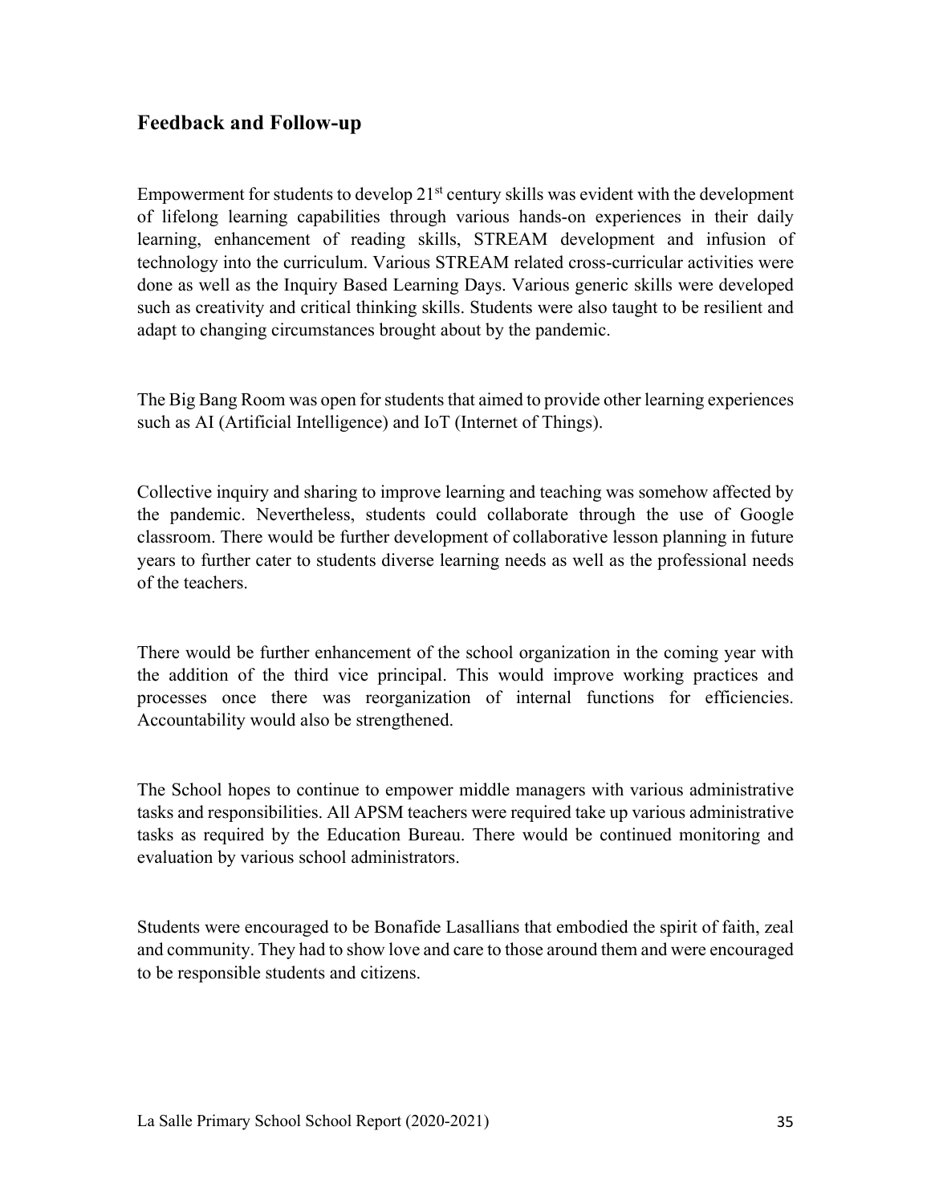## Feedback and Follow-up

Empowerment for students to develop 21st century skills was evident with the development of lifelong learning capabilities through various hands-on experiences in their daily learning, enhancement of reading skills, STREAM development and infusion of technology into the curriculum. Various STREAM related cross-curricular activities were done as well as the Inquiry Based Learning Days. Various generic skills were developed such as creativity and critical thinking skills. Students were also taught to be resilient and adapt to changing circumstances brought about by the pandemic.

The Big Bang Room was open for students that aimed to provide other learning experiences such as AI (Artificial Intelligence) and IoT (Internet of Things).

Collective inquiry and sharing to improve learning and teaching was somehow affected by the pandemic. Nevertheless, students could collaborate through the use of Google classroom. There would be further development of collaborative lesson planning in future years to further cater to students diverse learning needs as well as the professional needs of the teachers.

There would be further enhancement of the school organization in the coming year with the addition of the third vice principal. This would improve working practices and processes once there was reorganization of internal functions for efficiencies. Accountability would also be strengthened.

The School hopes to continue to empower middle managers with various administrative tasks and responsibilities. All APSM teachers were required take up various administrative tasks as required by the Education Bureau. There would be continued monitoring and evaluation by various school administrators.

Students were encouraged to be Bonafide Lasallians that embodied the spirit of faith, zeal and community. They had to show love and care to those around them and were encouraged to be responsible students and citizens.